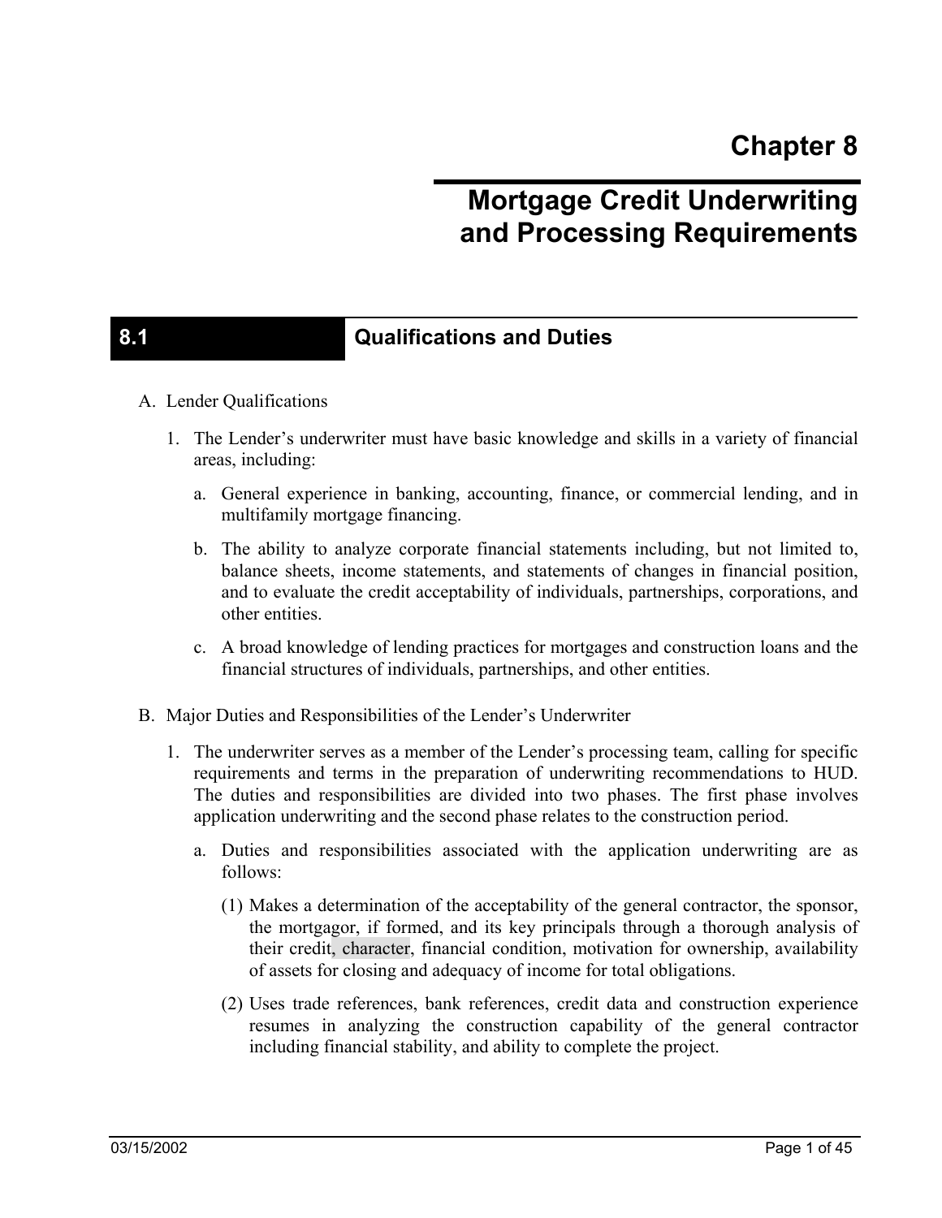# Chapter 8

# Mortgage Credit Underwriting and Processing Requirements

## 8.1 Qualifications and Duties

A. Lender Qualifications

1. The Lender's underwriter must have basic knowledge and skills in a variety of financial areas, including:

   a. General experience in banking, accounting, finance, or commercial lending, and in multifamily mortgage financing.

   b. The ability to analyze corporate financial statements including, but not limited to, balance sheets, income statements, and statements of changes in financial position, and to evaluate the credit acceptability of individuals, partnerships, corporations, and other entities.

   c. A broad knowledge of lending practices for mortgages and construction loans and the financial structures of individuals, partnerships, and other entities.

B. Major Duties and Responsibilities of the Lender's Underwriter

1. The underwriter serves as a member of the Lender's processing team, calling for specific requirements and terms in the preparation of underwriting recommendations to HUD. The duties and responsibilities are divided into two phases. The first phase involves application underwriting and the second phase relates to the construction period.

   a. Duties and responsibilities associated with the application underwriting are as follows:

      (1) Makes a determination of the acceptability of the general contractor, the sponsor, the mortgagor, if formed, and its key principals through a thorough analysis of their credit, character, financial condition, motivation for ownership, availability of assets for closing and adequacy of income for total obligations.

      (2) Uses trade references, bank references, credit data and construction experience resumes in analyzing the construction capability of the general contractor including financial stability, and ability to complete the project.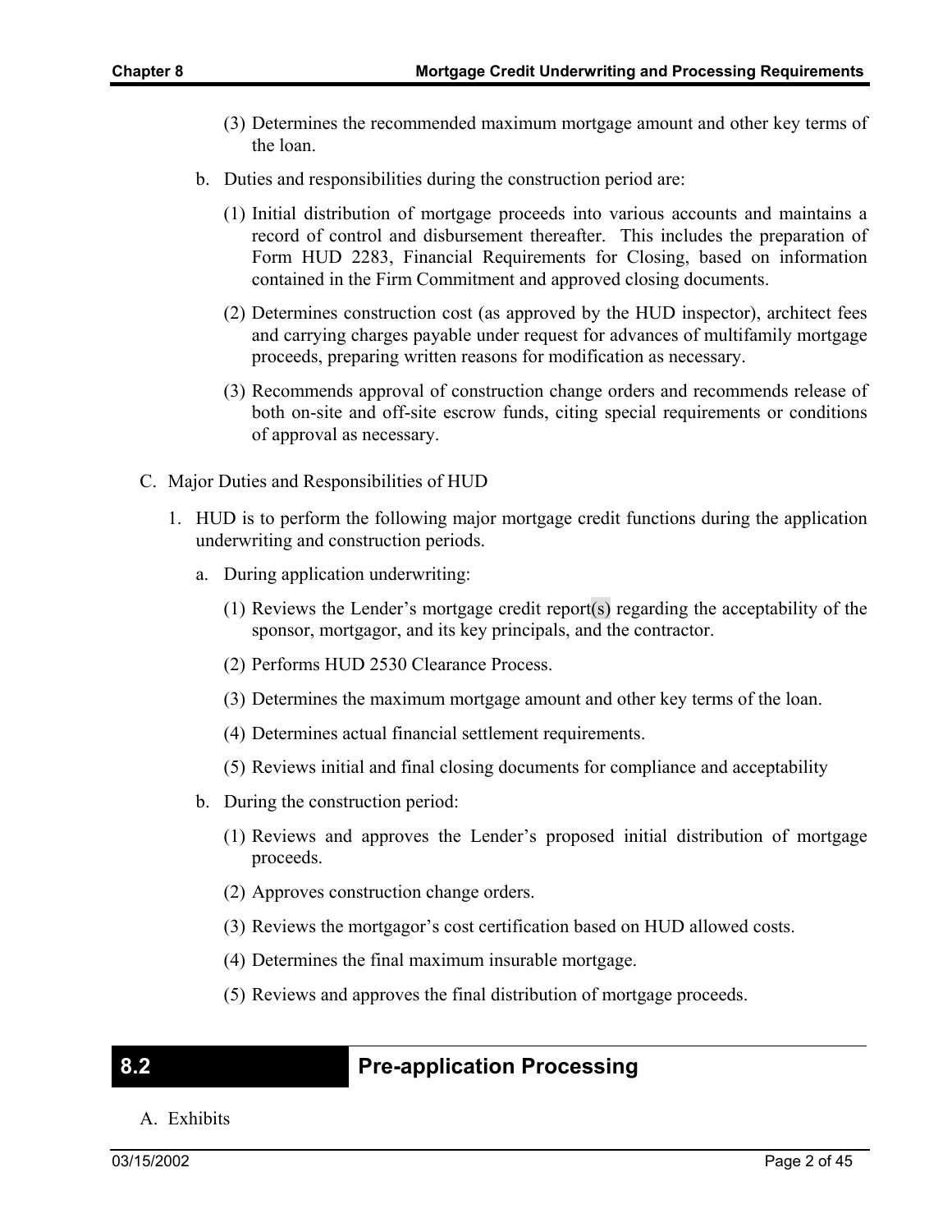(3) Determines the recommended maximum mortgage amount and other key terms of the loan.

b. Duties and responsibilities during the construction period are:

(1) Initial distribution of mortgage proceeds into various accounts and maintains a record of control and disbursement thereafter. This includes the preparation of Form HUD 2283, Financial Requirements for Closing, based on information contained in the Firm Commitment and approved closing documents.

(2) Determines construction cost (as approved by the HUD inspector), architect fees and carrying charges payable under request for advances of multifamily mortgage proceeds, preparing written reasons for modification as necessary.

(3) Recommends approval of construction change orders and recommends release of both on-site and off-site escrow funds, citing special requirements or conditions of approval as necessary.

C. Major Duties and Responsibilities of HUD

1. HUD is to perform the following major mortgage credit functions during the application underwriting and construction periods.

a. During application underwriting:

(1) Reviews the Lender's mortgage credit report(s) regarding the acceptability of the sponsor, mortgagor, and its key principals, and the contractor.

(2) Performs HUD 2530 Clearance Process.

(3) Determines the maximum mortgage amount and other key terms of the loan.

(4) Determines actual financial settlement requirements.

(5) Reviews initial and final closing documents for compliance and acceptability

b. During the construction period:

(1) Reviews and approves the Lender's proposed initial distribution of mortgage proceeds.

(2) Approves construction change orders.

(3) Reviews the mortgagor's cost certification based on HUD allowed costs.

(4) Determines the final maximum insurable mortgage.

(5) Reviews and approves the final distribution of mortgage proceeds.

## 8.2 Pre-application Processing

A. Exhibits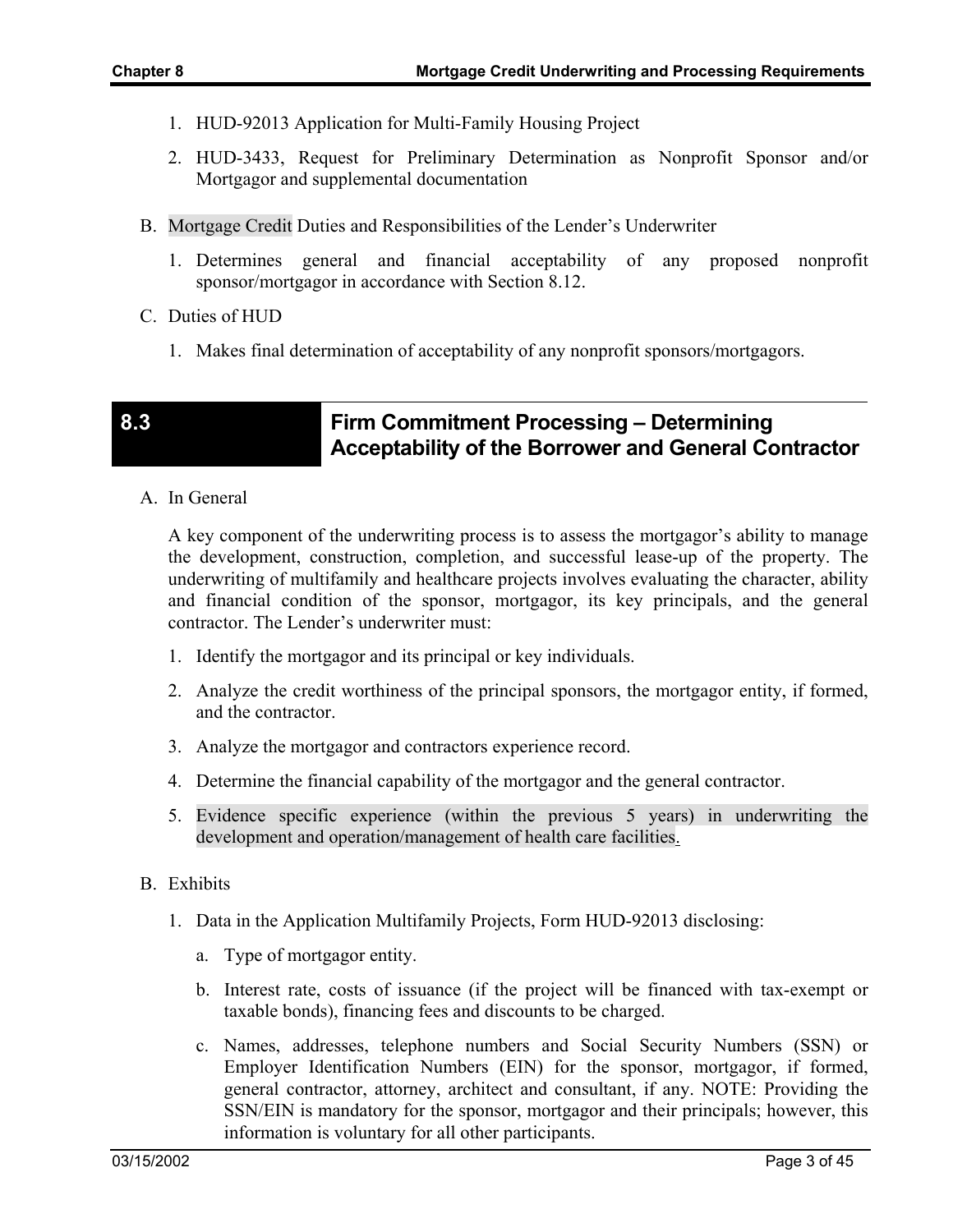1. HUD-92013 Application for Multi-Family Housing Project
2. HUD-3433, Request for Preliminary Determination as Nonprofit Sponsor and/or Mortgagor and supplemental documentation

B. Mortgage Credit Duties and Responsibilities of the Lender's Underwriter

1. Determines general and financial acceptability of any proposed nonprofit sponsor/mortgagor in accordance with Section 8.12.

C. Duties of HUD

1. Makes final determination of acceptability of any nonprofit sponsors/mortgagors.

## 8.3 Firm Commitment Processing – Determining Acceptability of the Borrower and General Contractor

A. In General

A key component of the underwriting process is to assess the mortgagor's ability to manage the development, construction, completion, and successful lease-up of the property. The underwriting of multifamily and healthcare projects involves evaluating the character, ability and financial condition of the sponsor, mortgagor, its key principals, and the general contractor. The Lender's underwriter must:

1. Identify the mortgagor and its principal or key individuals.
2. Analyze the credit worthiness of the principal sponsors, the mortgagor entity, if formed, and the contractor.
3. Analyze the mortgagor and contractors experience record.
4. Determine the financial capability of the mortgagor and the general contractor.
5. Evidence specific experience (within the previous 5 years) in underwriting the development and operation/management of health care facilities.

B. Exhibits

1. Data in the Application Multifamily Projects, Form HUD-92013 disclosing:
   a. Type of mortgagor entity.
   b. Interest rate, costs of issuance (if the project will be financed with tax-exempt or taxable bonds), financing fees and discounts to be charged.
   c. Names, addresses, telephone numbers and Social Security Numbers (SSN) or Employer Identification Numbers (EIN) for the sponsor, mortgagor, if formed, general contractor, attorney, architect and consultant, if any. NOTE: Providing the SSN/EIN is mandatory for the sponsor, mortgagor and their principals; however, this information is voluntary for all other participants.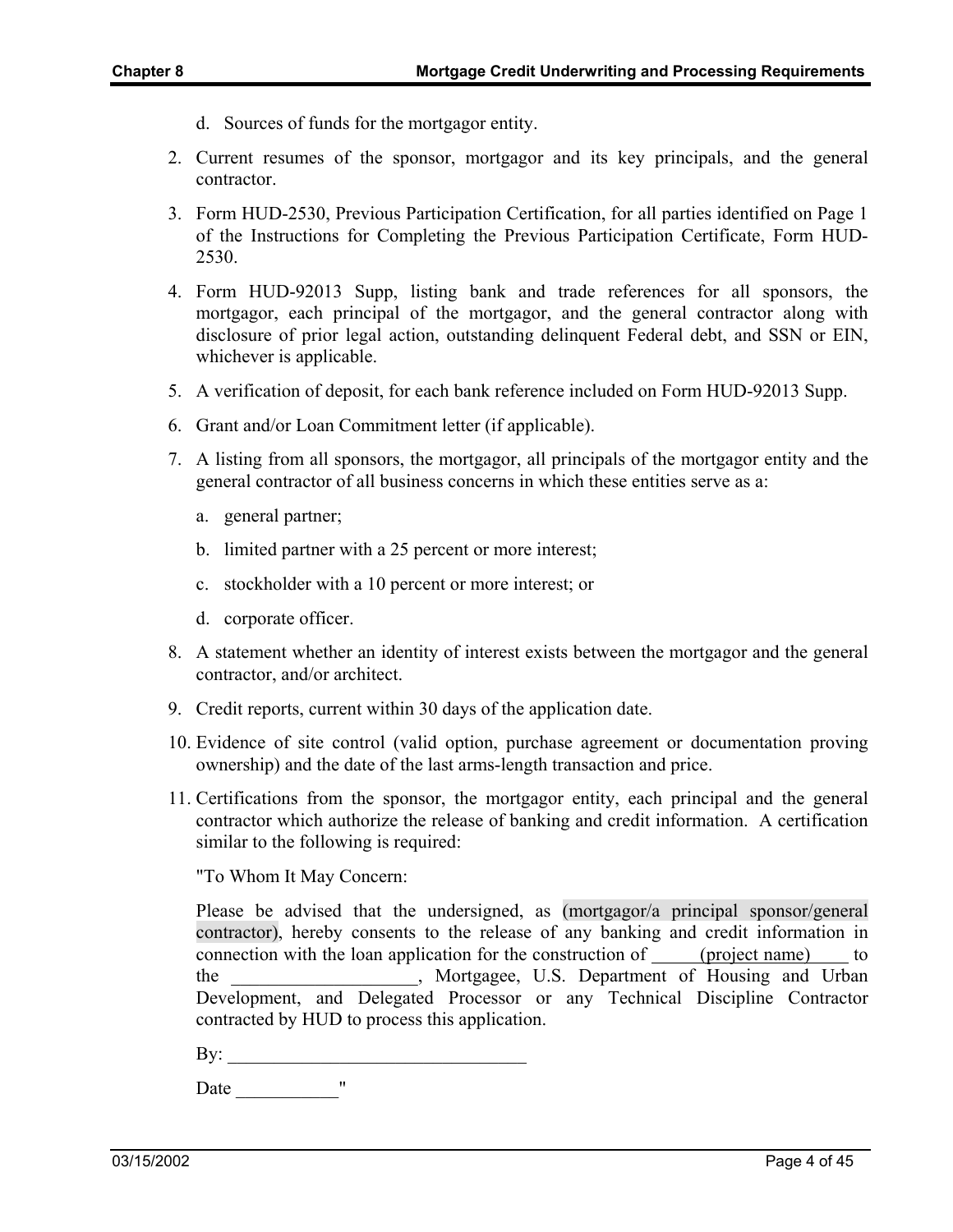d. Sources of funds for the mortgagor entity.

2. Current resumes of the sponsor, mortgagor and its key principals, and the general contractor.

3. Form HUD-2530, Previous Participation Certification, for all parties identified on Page 1 of the Instructions for Completing the Previous Participation Certificate, Form HUD-2530.

4. Form HUD-92013 Supp, listing bank and trade references for all sponsors, the mortgagor, each principal of the mortgagor, and the general contractor along with disclosure of prior legal action, outstanding delinquent Federal debt, and SSN or EIN, whichever is applicable.

5. A verification of deposit, for each bank reference included on Form HUD-92013 Supp.

6. Grant and/or Loan Commitment letter (if applicable).

7. A listing from all sponsors, the mortgagor, all principals of the mortgagor entity and the general contractor of all business concerns in which these entities serve as a:

   a. general partner;

   b. limited partner with a 25 percent or more interest;

   c. stockholder with a 10 percent or more interest; or

   d. corporate officer.

8. A statement whether an identity of interest exists between the mortgagor and the general contractor, and/or architect.

9. Credit reports, current within 30 days of the application date.

10. Evidence of site control (valid option, purchase agreement or documentation proving ownership) and the date of the last arms-length transaction and price.

11. Certifications from the sponsor, the mortgagor entity, each principal and the general contractor which authorize the release of banking and credit information. A certification similar to the following is required:

    "To Whom It May Concern:

    Please be advised that the undersigned, as (mortgagor/a principal sponsor/general contractor), hereby consents to the release of any banking and credit information in connection with the loan application for the construction of _____(project name)____ to the ____________________, Mortgagee, U.S. Department of Housing and Urban Development, and Delegated Processor or any Technical Discipline Contractor contracted by HUD to process this application.

    By: _______________________________

    Date ___________"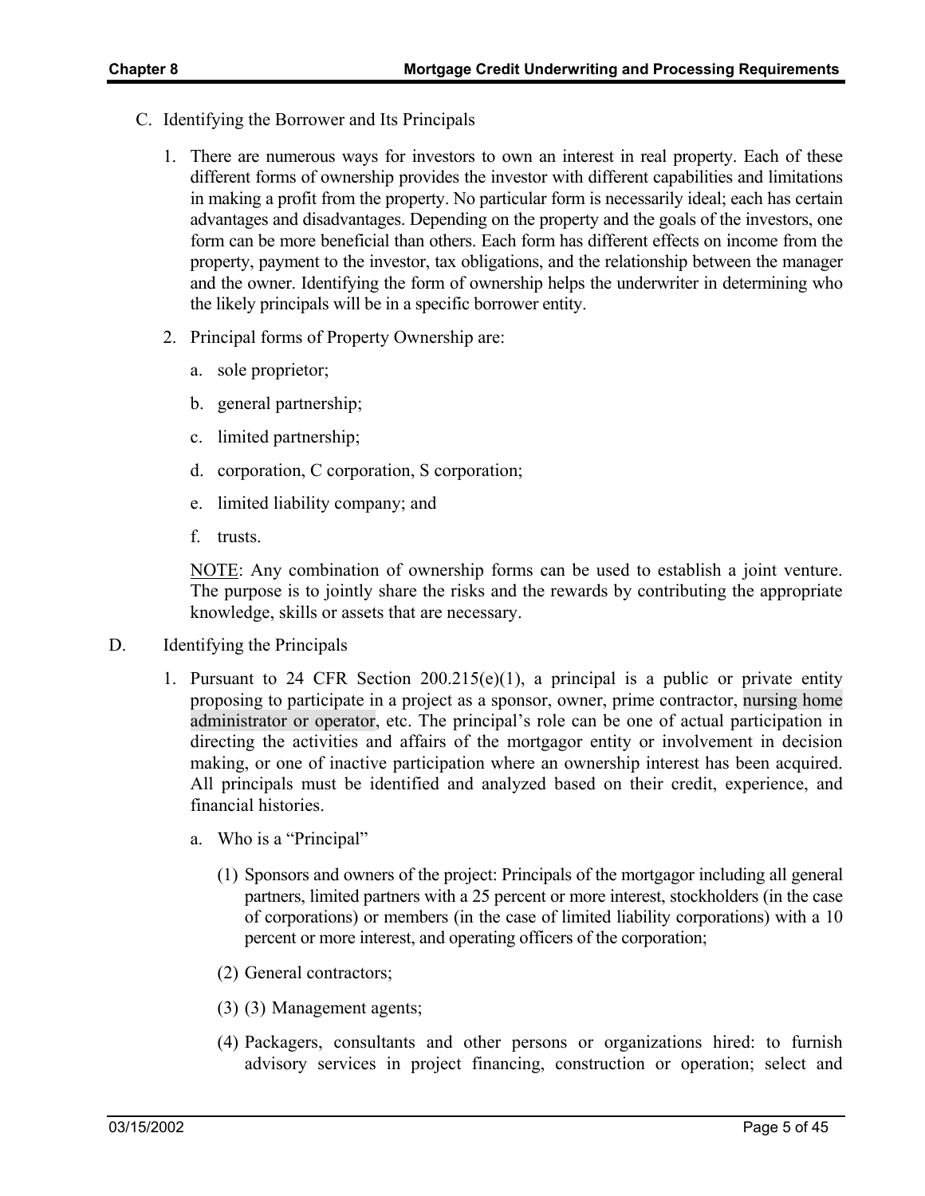C. Identifying the Borrower and Its Principals

1. There are numerous ways for investors to own an interest in real property. Each of these different forms of ownership provides the investor with different capabilities and limitations in making a profit from the property. No particular form is necessarily ideal; each has certain advantages and disadvantages. Depending on the property and the goals of the investors, one form can be more beneficial than others. Each form has different effects on income from the property, payment to the investor, tax obligations, and the relationship between the manager and the owner. Identifying the form of ownership helps the underwriter in determining who the likely principals will be in a specific borrower entity.

2. Principal forms of Property Ownership are:

   a. sole proprietor;

   b. general partnership;

   c. limited partnership;

   d. corporation, C corporation, S corporation;

   e. limited liability company; and

   f. trusts.

   NOTE: Any combination of ownership forms can be used to establish a joint venture. The purpose is to jointly share the risks and the rewards by contributing the appropriate knowledge, skills or assets that are necessary.

D. Identifying the Principals

1. Pursuant to 24 CFR Section 200.215(e)(1), a principal is a public or private entity proposing to participate in a project as a sponsor, owner, prime contractor, nursing home administrator or operator, etc. The principal's role can be one of actual participation in directing the activities and affairs of the mortgagor entity or involvement in decision making, or one of inactive participation where an ownership interest has been acquired. All principals must be identified and analyzed based on their credit, experience, and financial histories.

   a. Who is a "Principal"

      (1) Sponsors and owners of the project: Principals of the mortgagor including all general partners, limited partners with a 25 percent or more interest, stockholders (in the case of corporations) or members (in the case of limited liability corporations) with a 10 percent or more interest, and operating officers of the corporation;

      (2) General contractors;

      (3) (3) Management agents;

      (4) Packagers, consultants and other persons or organizations hired: to furnish advisory services in project financing, construction or operation; select and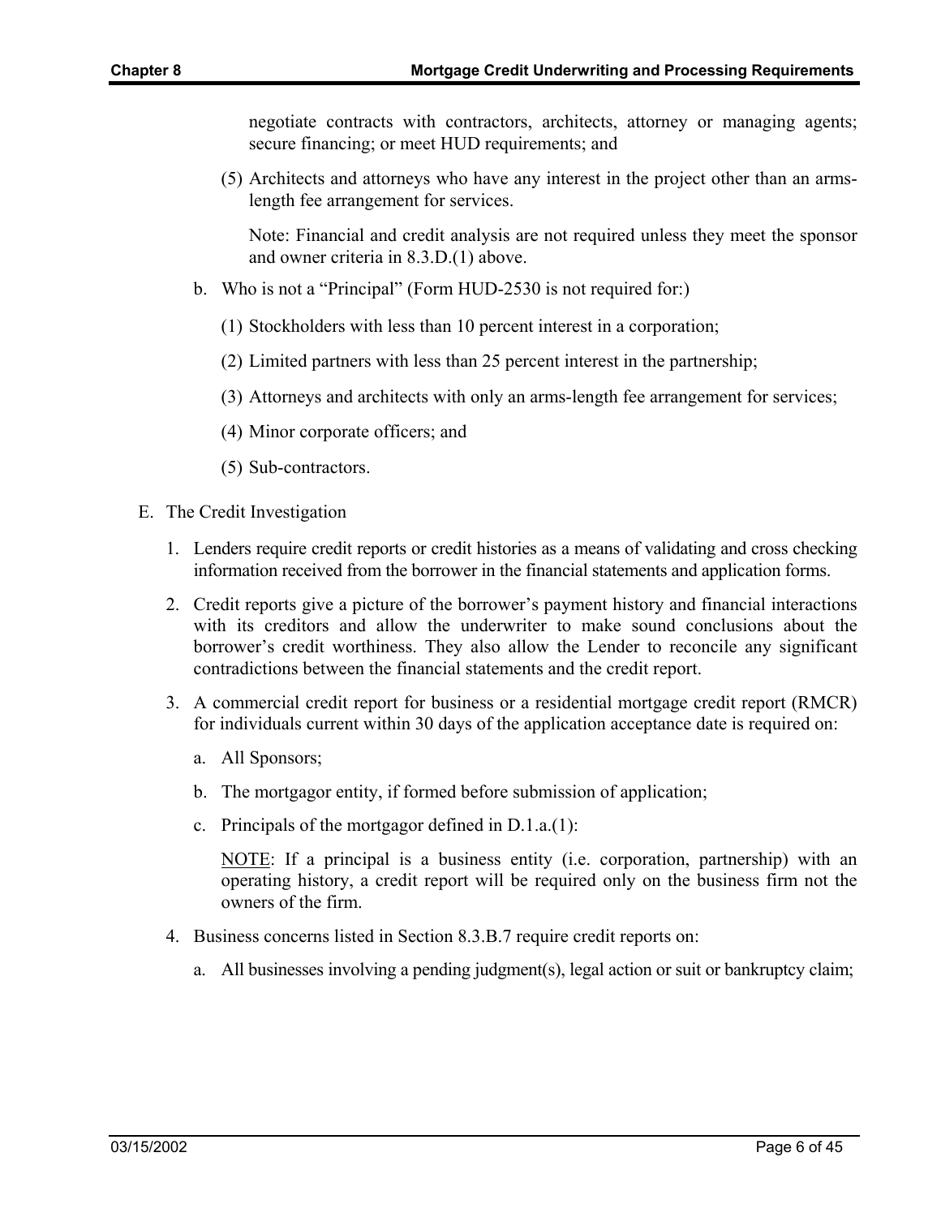negotiate contracts with contractors, architects, attorney or managing agents; secure financing; or meet HUD requirements; and

(5) Architects and attorneys who have any interest in the project other than an arms-length fee arrangement for services.

Note: Financial and credit analysis are not required unless they meet the sponsor and owner criteria in 8.3.D.(1) above.

b. Who is not a "Principal" (Form HUD-2530 is not required for:)

(1) Stockholders with less than 10 percent interest in a corporation;

(2) Limited partners with less than 25 percent interest in the partnership;

(3) Attorneys and architects with only an arms-length fee arrangement for services;

(4) Minor corporate officers; and

(5) Sub-contractors.

E. The Credit Investigation

1. Lenders require credit reports or credit histories as a means of validating and cross checking information received from the borrower in the financial statements and application forms.

2. Credit reports give a picture of the borrower's payment history and financial interactions with its creditors and allow the underwriter to make sound conclusions about the borrower's credit worthiness. They also allow the Lender to reconcile any significant contradictions between the financial statements and the credit report.

3. A commercial credit report for business or a residential mortgage credit report (RMCR) for individuals current within 30 days of the application acceptance date is required on:

   a. All Sponsors;

   b. The mortgagor entity, if formed before submission of application;

   c. Principals of the mortgagor defined in D.1.a.(1):

   NOTE: If a principal is a business entity (i.e. corporation, partnership) with an operating history, a credit report will be required only on the business firm not the owners of the firm.

4. Business concerns listed in Section 8.3.B.7 require credit reports on:

   a. All businesses involving a pending judgment(s), legal action or suit or bankruptcy claim;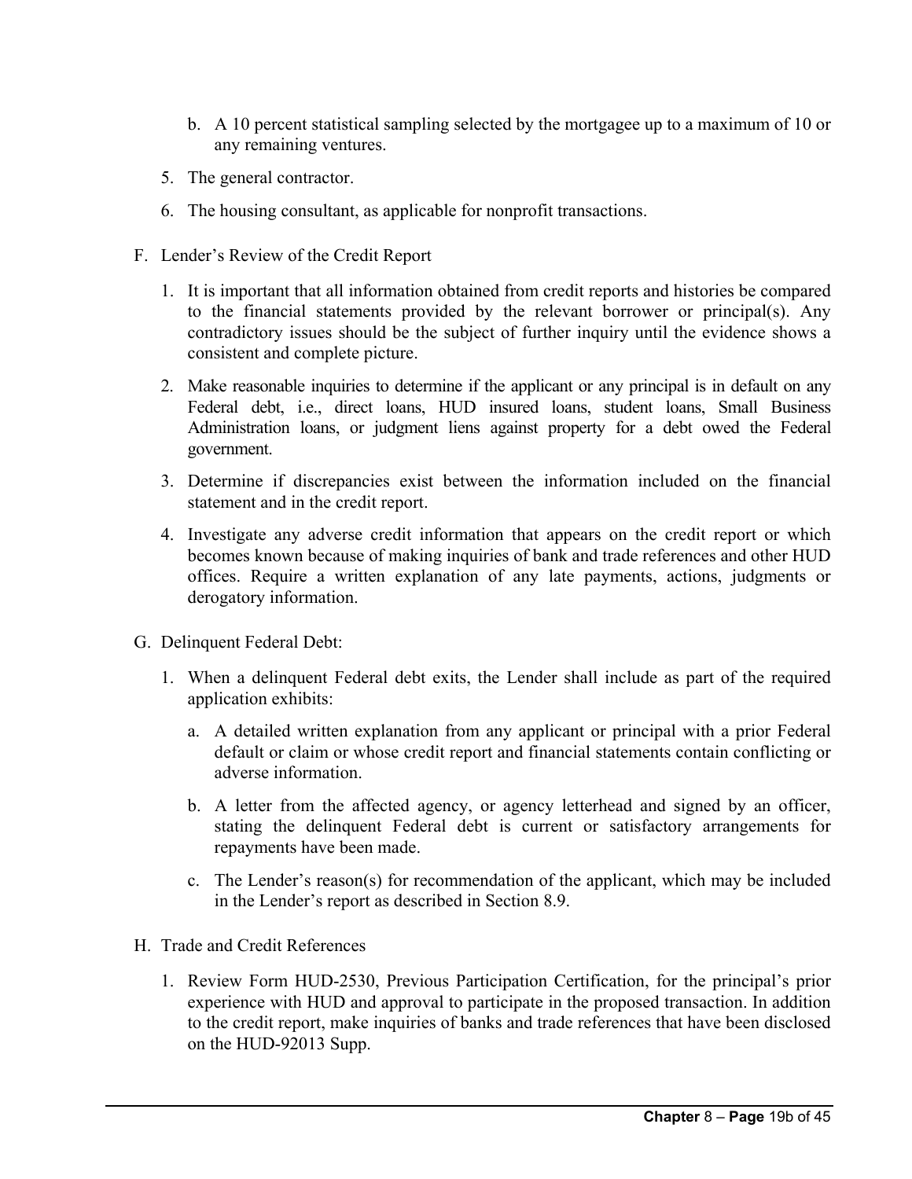b. A 10 percent statistical sampling selected by the mortgagee up to a maximum of 10 or any remaining ventures.

5. The general contractor.
6. The housing consultant, as applicable for nonprofit transactions.

F. Lender's Review of the Credit Report

1. It is important that all information obtained from credit reports and histories be compared to the financial statements provided by the relevant borrower or principal(s). Any contradictory issues should be the subject of further inquiry until the evidence shows a consistent and complete picture.
2. Make reasonable inquiries to determine if the applicant or any principal is in default on any Federal debt, i.e., direct loans, HUD insured loans, student loans, Small Business Administration loans, or judgment liens against property for a debt owed the Federal government.
3. Determine if discrepancies exist between the information included on the financial statement and in the credit report.
4. Investigate any adverse credit information that appears on the credit report or which becomes known because of making inquiries of bank and trade references and other HUD offices. Require a written explanation of any late payments, actions, judgments or derogatory information.

G. Delinquent Federal Debt:

1. When a delinquent Federal debt exits, the Lender shall include as part of the required application exhibits:
   a. A detailed written explanation from any applicant or principal with a prior Federal default or claim or whose credit report and financial statements contain conflicting or adverse information.
   b. A letter from the affected agency, or agency letterhead and signed by an officer, stating the delinquent Federal debt is current or satisfactory arrangements for repayments have been made.
   c. The Lender's reason(s) for recommendation of the applicant, which may be included in the Lender's report as described in Section 8.9.

H. Trade and Credit References

1. Review Form HUD-2530, Previous Participation Certification, for the principal's prior experience with HUD and approval to participate in the proposed transaction. In addition to the credit report, make inquiries of banks and trade references that have been disclosed on the HUD-92013 Supp.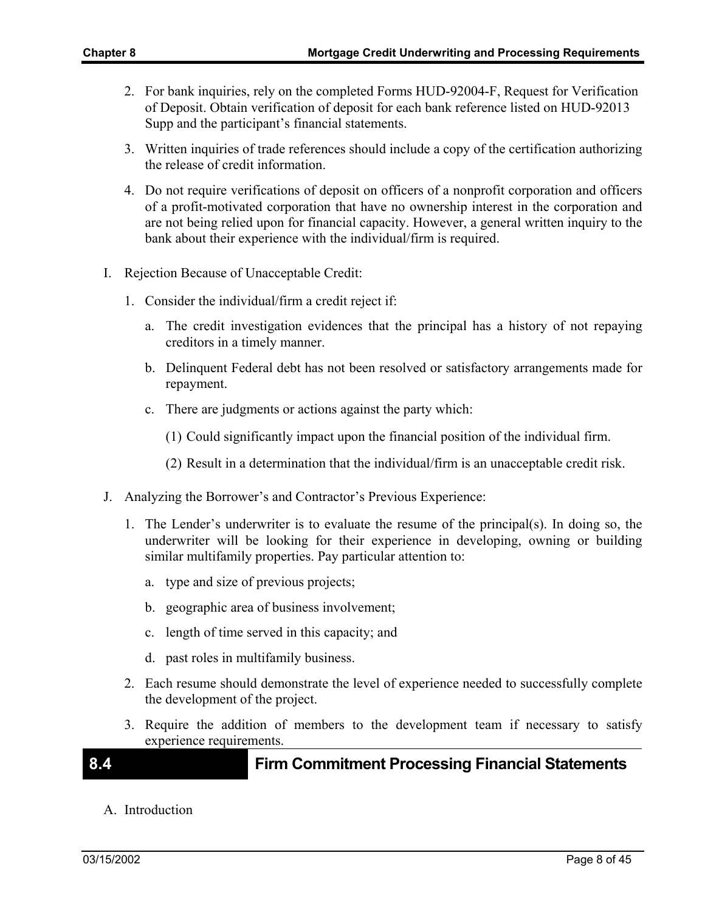2. For bank inquiries, rely on the completed Forms HUD-92004-F, Request for Verification of Deposit. Obtain verification of deposit for each bank reference listed on HUD-92013 Supp and the participant's financial statements.

3. Written inquiries of trade references should include a copy of the certification authorizing the release of credit information.

4. Do not require verifications of deposit on officers of a nonprofit corporation and officers of a profit-motivated corporation that have no ownership interest in the corporation and are not being relied upon for financial capacity. However, a general written inquiry to the bank about their experience with the individual/firm is required.

I. Rejection Because of Unacceptable Credit:

   1. Consider the individual/firm a credit reject if:

      a. The credit investigation evidences that the principal has a history of not repaying creditors in a timely manner.

      b. Delinquent Federal debt has not been resolved or satisfactory arrangements made for repayment.

      c. There are judgments or actions against the party which:

         (1) Could significantly impact upon the financial position of the individual firm.

         (2) Result in a determination that the individual/firm is an unacceptable credit risk.

J. Analyzing the Borrower's and Contractor's Previous Experience:

   1. The Lender's underwriter is to evaluate the resume of the principal(s). In doing so, the underwriter will be looking for their experience in developing, owning or building similar multifamily properties. Pay particular attention to:

      a. type and size of previous projects;

      b. geographic area of business involvement;

      c. length of time served in this capacity; and

      d. past roles in multifamily business.

   2. Each resume should demonstrate the level of experience needed to successfully complete the development of the project.

   3. Require the addition of members to the development team if necessary to satisfy experience requirements.

## 8.4 Firm Commitment Processing Financial Statements

A. Introduction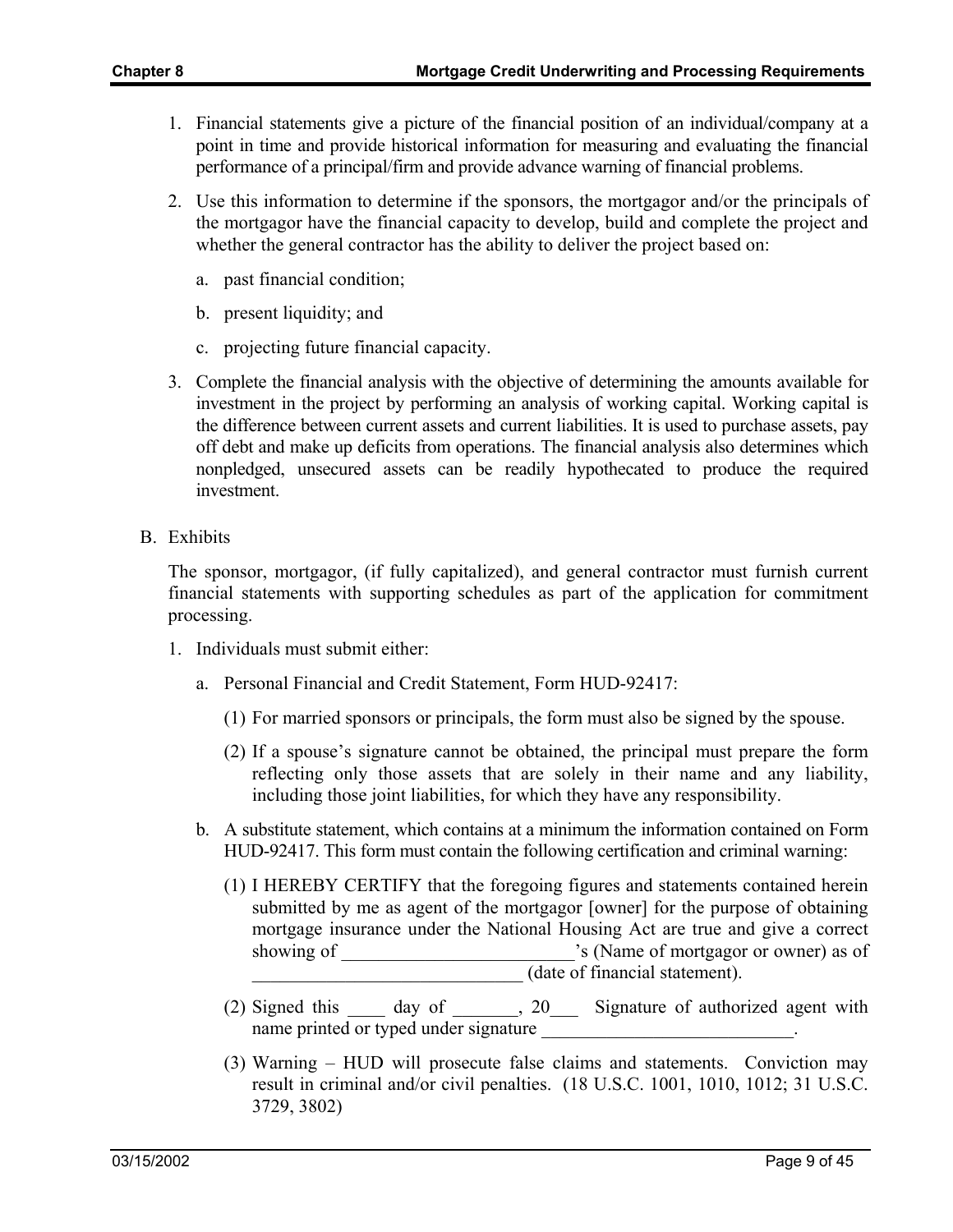1. Financial statements give a picture of the financial position of an individual/company at a point in time and provide historical information for measuring and evaluating the financial performance of a principal/firm and provide advance warning of financial problems.

2. Use this information to determine if the sponsors, the mortgagor and/or the principals of the mortgagor have the financial capacity to develop, build and complete the project and whether the general contractor has the ability to deliver the project based on:

   a. past financial condition;

   b. present liquidity; and

   c. projecting future financial capacity.

3. Complete the financial analysis with the objective of determining the amounts available for investment in the project by performing an analysis of working capital. Working capital is the difference between current assets and current liabilities. It is used to purchase assets, pay off debt and make up deficits from operations. The financial analysis also determines which nonpledged, unsecured assets can be readily hypothecated to produce the required investment.

B. Exhibits

The sponsor, mortgagor, (if fully capitalized), and general contractor must furnish current financial statements with supporting schedules as part of the application for commitment processing.

1. Individuals must submit either:

   a. Personal Financial and Credit Statement, Form HUD-92417:

      (1) For married sponsors or principals, the form must also be signed by the spouse.

      (2) If a spouse's signature cannot be obtained, the principal must prepare the form reflecting only those assets that are solely in their name and any liability, including those joint liabilities, for which they have any responsibility.

   b. A substitute statement, which contains at a minimum the information contained on Form HUD-92417. This form must contain the following certification and criminal warning:

      (1) I HEREBY CERTIFY that the foregoing figures and statements contained herein submitted by me as agent of the mortgagor [owner] for the purpose of obtaining mortgage insurance under the National Housing Act are true and give a correct showing of _________________________'s (Name of mortgagor or owner) as of _____________________________ (date of financial statement).

      (2) Signed this ____ day of _______, 20___ Signature of authorized agent with name printed or typed under signature ___________________________.

      (3) Warning – HUD will prosecute false claims and statements. Conviction may result in criminal and/or civil penalties. (18 U.S.C. 1001, 1010, 1012; 31 U.S.C. 3729, 3802)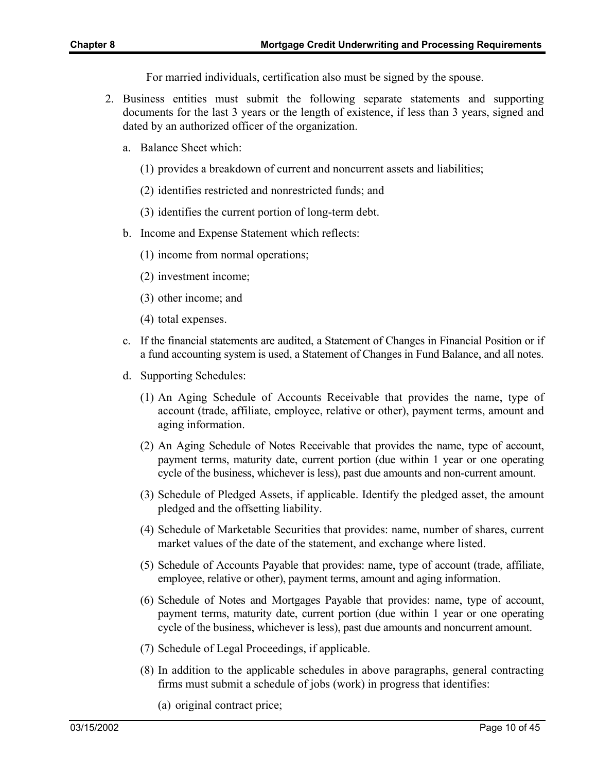For married individuals, certification also must be signed by the spouse.

2. Business entities must submit the following separate statements and supporting documents for the last 3 years or the length of existence, if less than 3 years, signed and dated by an authorized officer of the organization.

   a. Balance Sheet which:

      (1) provides a breakdown of current and noncurrent assets and liabilities;

      (2) identifies restricted and nonrestricted funds; and

      (3) identifies the current portion of long-term debt.

   b. Income and Expense Statement which reflects:

      (1) income from normal operations;

      (2) investment income;

      (3) other income; and

      (4) total expenses.

   c. If the financial statements are audited, a Statement of Changes in Financial Position or if a fund accounting system is used, a Statement of Changes in Fund Balance, and all notes.

   d. Supporting Schedules:

      (1) An Aging Schedule of Accounts Receivable that provides the name, type of account (trade, affiliate, employee, relative or other), payment terms, amount and aging information.

      (2) An Aging Schedule of Notes Receivable that provides the name, type of account, payment terms, maturity date, current portion (due within 1 year or one operating cycle of the business, whichever is less), past due amounts and non-current amount.

      (3) Schedule of Pledged Assets, if applicable. Identify the pledged asset, the amount pledged and the offsetting liability.

      (4) Schedule of Marketable Securities that provides: name, number of shares, current market values of the date of the statement, and exchange where listed.

      (5) Schedule of Accounts Payable that provides: name, type of account (trade, affiliate, employee, relative or other), payment terms, amount and aging information.

      (6) Schedule of Notes and Mortgages Payable that provides: name, type of account, payment terms, maturity date, current portion (due within 1 year or one operating cycle of the business, whichever is less), past due amounts and noncurrent amount.

      (7) Schedule of Legal Proceedings, if applicable.

      (8) In addition to the applicable schedules in above paragraphs, general contracting firms must submit a schedule of jobs (work) in progress that identifies:

         (a) original contract price;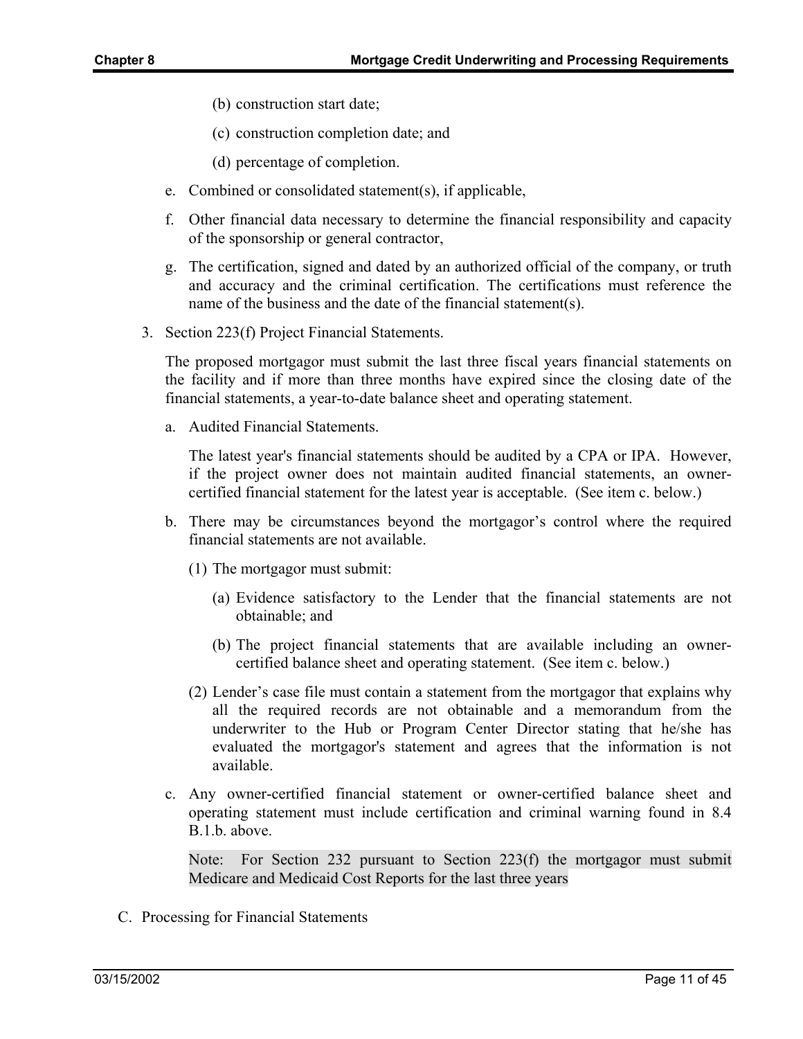(b) construction start date;

(c) construction completion date; and

(d) percentage of completion.

e. Combined or consolidated statement(s), if applicable,

f. Other financial data necessary to determine the financial responsibility and capacity of the sponsorship or general contractor,

g. The certification, signed and dated by an authorized official of the company, or truth and accuracy and the criminal certification. The certifications must reference the name of the business and the date of the financial statement(s).

3. Section 223(f) Project Financial Statements.

   The proposed mortgagor must submit the last three fiscal years financial statements on the facility and if more than three months have expired since the closing date of the financial statements, a year-to-date balance sheet and operating statement.

   a. Audited Financial Statements.

      The latest year's financial statements should be audited by a CPA or IPA. However, if the project owner does not maintain audited financial statements, an owner-certified financial statement for the latest year is acceptable. (See item c. below.)

   b. There may be circumstances beyond the mortgagor's control where the required financial statements are not available.

      (1) The mortgagor must submit:

         (a) Evidence satisfactory to the Lender that the financial statements are not obtainable; and

         (b) The project financial statements that are available including an owner-certified balance sheet and operating statement. (See item c. below.)

      (2) Lender's case file must contain a statement from the mortgagor that explains why all the required records are not obtainable and a memorandum from the underwriter to the Hub or Program Center Director stating that he/she has evaluated the mortgagor's statement and agrees that the information is not available.

   c. Any owner-certified financial statement or owner-certified balance sheet and operating statement must include certification and criminal warning found in 8.4 B.1.b. above.

      Note: For Section 232 pursuant to Section 223(f) the mortgagor must submit Medicare and Medicaid Cost Reports for the last three years

C. Processing for Financial Statements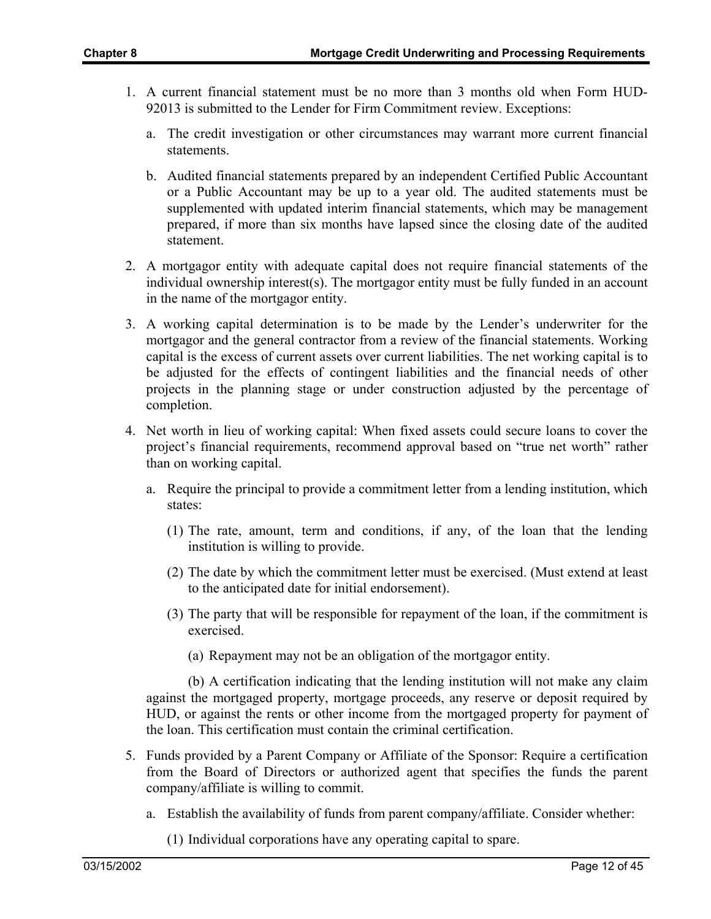1. A current financial statement must be no more than 3 months old when Form HUD-92013 is submitted to the Lender for Firm Commitment review. Exceptions:

   a. The credit investigation or other circumstances may warrant more current financial statements.

   b. Audited financial statements prepared by an independent Certified Public Accountant or a Public Accountant may be up to a year old. The audited statements must be supplemented with updated interim financial statements, which may be management prepared, if more than six months have lapsed since the closing date of the audited statement.

2. A mortgagor entity with adequate capital does not require financial statements of the individual ownership interest(s). The mortgagor entity must be fully funded in an account in the name of the mortgagor entity.

3. A working capital determination is to be made by the Lender's underwriter for the mortgagor and the general contractor from a review of the financial statements. Working capital is the excess of current assets over current liabilities. The net working capital is to be adjusted for the effects of contingent liabilities and the financial needs of other projects in the planning stage or under construction adjusted by the percentage of completion.

4. Net worth in lieu of working capital: When fixed assets could secure loans to cover the project's financial requirements, recommend approval based on "true net worth" rather than on working capital.

   a. Require the principal to provide a commitment letter from a lending institution, which states:

      (1) The rate, amount, term and conditions, if any, of the loan that the lending institution is willing to provide.

      (2) The date by which the commitment letter must be exercised. (Must extend at least to the anticipated date for initial endorsement).

      (3) The party that will be responsible for repayment of the loan, if the commitment is exercised.

         (a) Repayment may not be an obligation of the mortgagor entity.

         (b) A certification indicating that the lending institution will not make any claim against the mortgaged property, mortgage proceeds, any reserve or deposit required by HUD, or against the rents or other income from the mortgaged property for payment of the loan. This certification must contain the criminal certification.

5. Funds provided by a Parent Company or Affiliate of the Sponsor: Require a certification from the Board of Directors or authorized agent that specifies the funds the parent company/affiliate is willing to commit.

   a. Establish the availability of funds from parent company/affiliate. Consider whether:

      (1) Individual corporations have any operating capital to spare.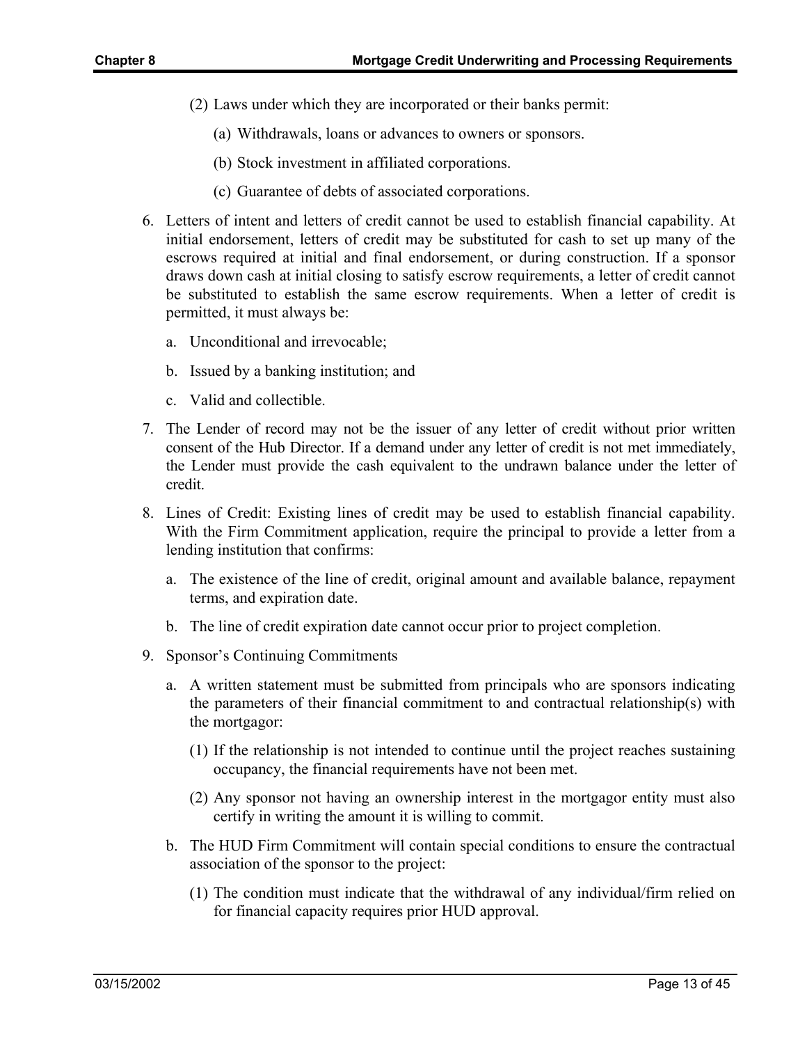(2) Laws under which they are incorporated or their banks permit:

(a) Withdrawals, loans or advances to owners or sponsors.

(b) Stock investment in affiliated corporations.

(c) Guarantee of debts of associated corporations.

6. Letters of intent and letters of credit cannot be used to establish financial capability. At initial endorsement, letters of credit may be substituted for cash to set up many of the escrows required at initial and final endorsement, or during construction. If a sponsor draws down cash at initial closing to satisfy escrow requirements, a letter of credit cannot be substituted to establish the same escrow requirements. When a letter of credit is permitted, it must always be:

   a. Unconditional and irrevocable;

   b. Issued by a banking institution; and

   c. Valid and collectible.

7. The Lender of record may not be the issuer of any letter of credit without prior written consent of the Hub Director. If a demand under any letter of credit is not met immediately, the Lender must provide the cash equivalent to the undrawn balance under the letter of credit.

8. Lines of Credit: Existing lines of credit may be used to establish financial capability. With the Firm Commitment application, require the principal to provide a letter from a lending institution that confirms:

   a. The existence of the line of credit, original amount and available balance, repayment terms, and expiration date.

   b. The line of credit expiration date cannot occur prior to project completion.

9. Sponsor's Continuing Commitments

   a. A written statement must be submitted from principals who are sponsors indicating the parameters of their financial commitment to and contractual relationship(s) with the mortgagor:

      (1) If the relationship is not intended to continue until the project reaches sustaining occupancy, the financial requirements have not been met.

      (2) Any sponsor not having an ownership interest in the mortgagor entity must also certify in writing the amount it is willing to commit.

   b. The HUD Firm Commitment will contain special conditions to ensure the contractual association of the sponsor to the project:

      (1) The condition must indicate that the withdrawal of any individual/firm relied on for financial capacity requires prior HUD approval.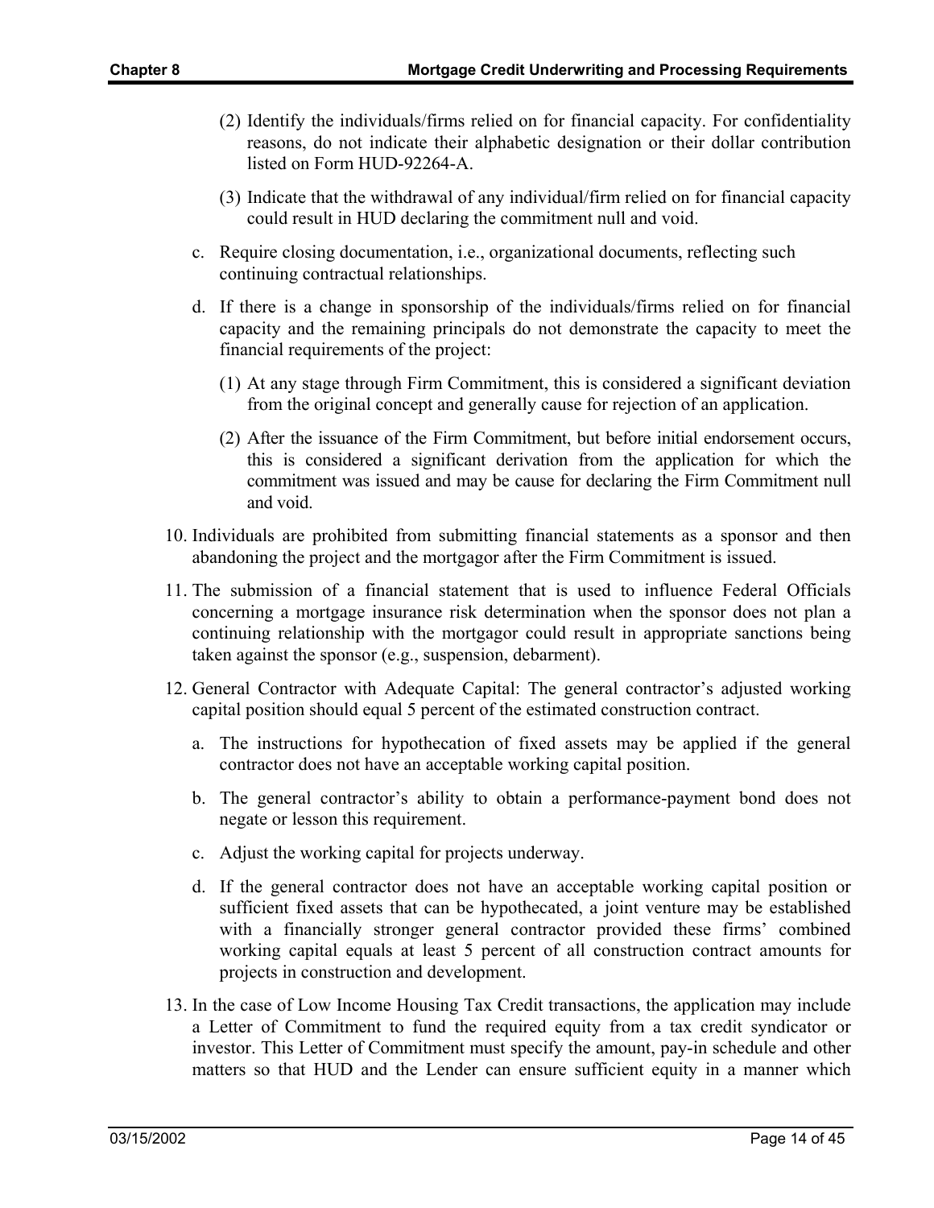(2) Identify the individuals/firms relied on for financial capacity. For confidentiality reasons, do not indicate their alphabetic designation or their dollar contribution listed on Form HUD-92264-A.

(3) Indicate that the withdrawal of any individual/firm relied on for financial capacity could result in HUD declaring the commitment null and void.

c. Require closing documentation, i.e., organizational documents, reflecting such continuing contractual relationships.

d. If there is a change in sponsorship of the individuals/firms relied on for financial capacity and the remaining principals do not demonstrate the capacity to meet the financial requirements of the project:

(1) At any stage through Firm Commitment, this is considered a significant deviation from the original concept and generally cause for rejection of an application.

(2) After the issuance of the Firm Commitment, but before initial endorsement occurs, this is considered a significant derivation from the application for which the commitment was issued and may be cause for declaring the Firm Commitment null and void.

10. Individuals are prohibited from submitting financial statements as a sponsor and then abandoning the project and the mortgagor after the Firm Commitment is issued.

11. The submission of a financial statement that is used to influence Federal Officials concerning a mortgage insurance risk determination when the sponsor does not plan a continuing relationship with the mortgagor could result in appropriate sanctions being taken against the sponsor (e.g., suspension, debarment).

12. General Contractor with Adequate Capital: The general contractor's adjusted working capital position should equal 5 percent of the estimated construction contract.

a. The instructions for hypothecation of fixed assets may be applied if the general contractor does not have an acceptable working capital position.

b. The general contractor's ability to obtain a performance-payment bond does not negate or lesson this requirement.

c. Adjust the working capital for projects underway.

d. If the general contractor does not have an acceptable working capital position or sufficient fixed assets that can be hypothecated, a joint venture may be established with a financially stronger general contractor provided these firms' combined working capital equals at least 5 percent of all construction contract amounts for projects in construction and development.

13. In the case of Low Income Housing Tax Credit transactions, the application may include a Letter of Commitment to fund the required equity from a tax credit syndicator or investor. This Letter of Commitment must specify the amount, pay-in schedule and other matters so that HUD and the Lender can ensure sufficient equity in a manner which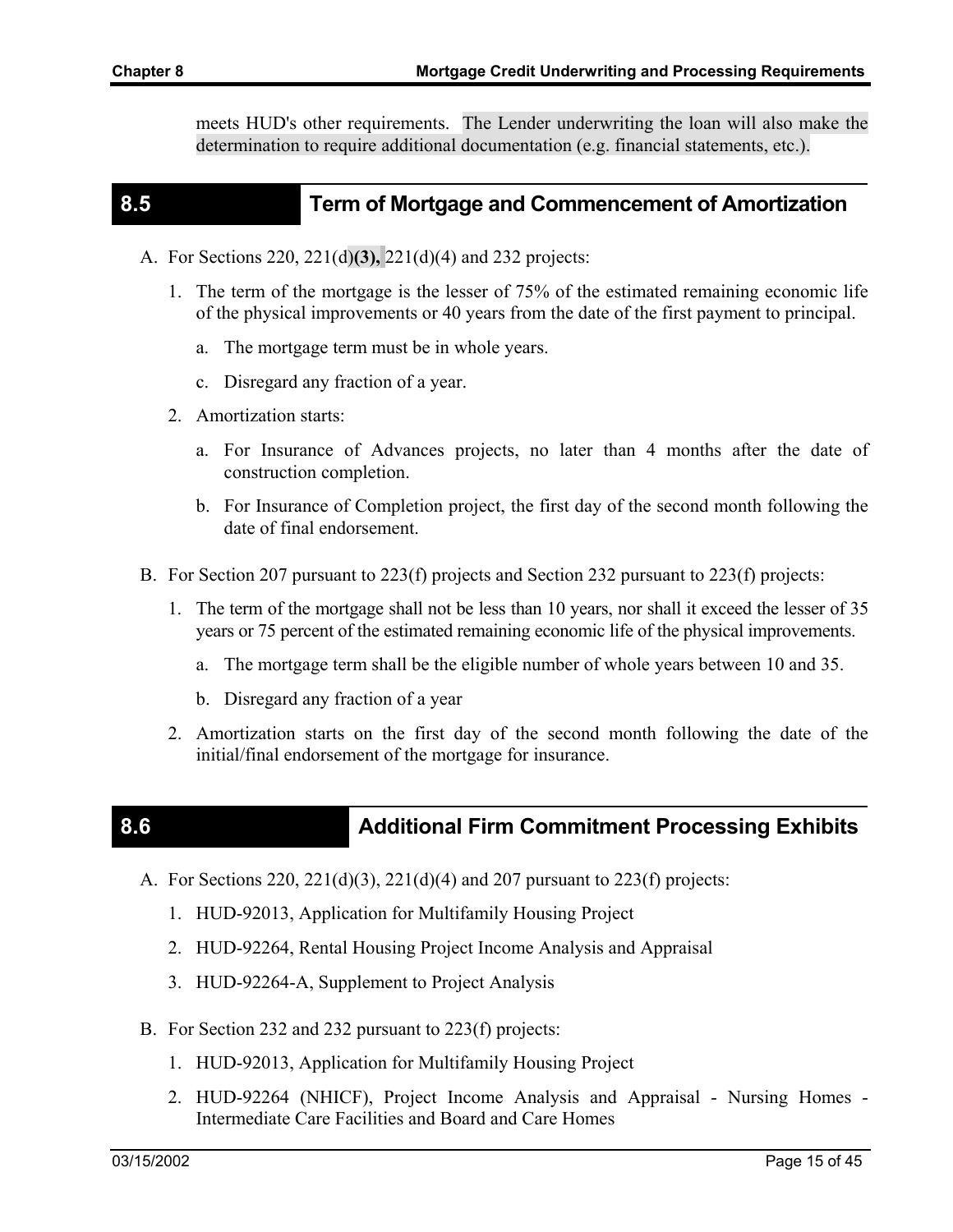meets HUD's other requirements. The Lender underwriting the loan will also make the determination to require additional documentation (e.g. financial statements, etc.).

## 8.5 Term of Mortgage and Commencement of Amortization

A. For Sections 220, 221(d)**(3),** 221(d)(4) and 232 projects:

1. The term of the mortgage is the lesser of 75% of the estimated remaining economic life of the physical improvements or 40 years from the date of the first payment to principal.

   a. The mortgage term must be in whole years.

   c. Disregard any fraction of a year.

2. Amortization starts:

   a. For Insurance of Advances projects, no later than 4 months after the date of construction completion.

   b. For Insurance of Completion project, the first day of the second month following the date of final endorsement.

B. For Section 207 pursuant to 223(f) projects and Section 232 pursuant to 223(f) projects:

1. The term of the mortgage shall not be less than 10 years, nor shall it exceed the lesser of 35 years or 75 percent of the estimated remaining economic life of the physical improvements.

   a. The mortgage term shall be the eligible number of whole years between 10 and 35.

   b. Disregard any fraction of a year

2. Amortization starts on the first day of the second month following the date of the initial/final endorsement of the mortgage for insurance.

## 8.6 Additional Firm Commitment Processing Exhibits

A. For Sections 220, 221(d)(3), 221(d)(4) and 207 pursuant to 223(f) projects:

1. HUD-92013, Application for Multifamily Housing Project
2. HUD-92264, Rental Housing Project Income Analysis and Appraisal
3. HUD-92264-A, Supplement to Project Analysis

B. For Section 232 and 232 pursuant to 223(f) projects:

1. HUD-92013, Application for Multifamily Housing Project
2. HUD-92264 (NHICF), Project Income Analysis and Appraisal - Nursing Homes - Intermediate Care Facilities and Board and Care Homes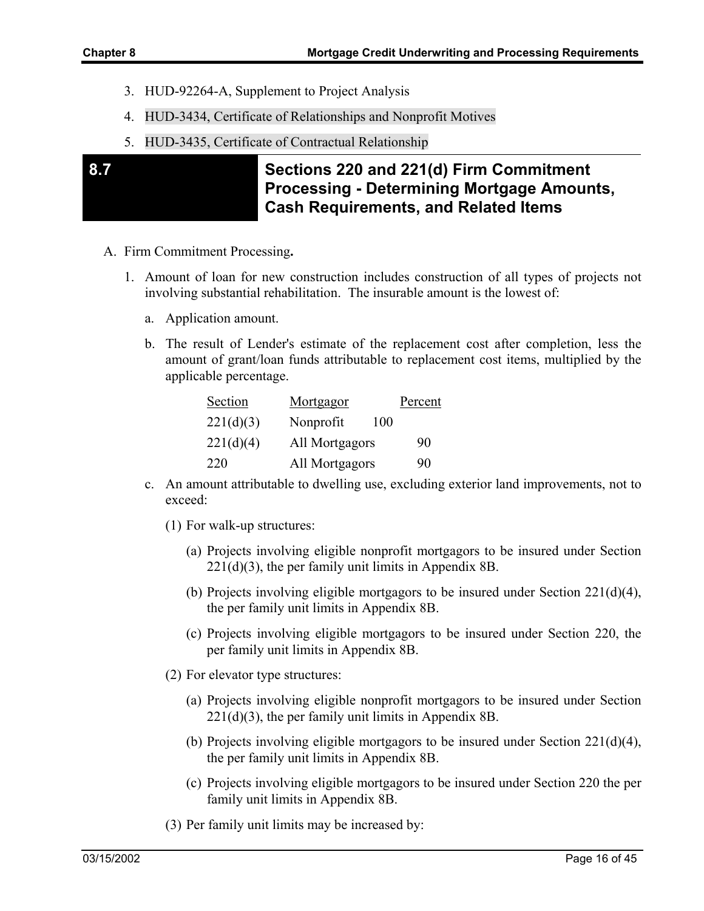3. HUD-92264-A, Supplement to Project Analysis
4. HUD-3434, Certificate of Relationships and Nonprofit Motives
5. HUD-3435, Certificate of Contractual Relationship

## 8.7 Sections 220 and 221(d) Firm Commitment Processing - Determining Mortgage Amounts, Cash Requirements, and Related Items

A. Firm Commitment Processing**.**

1. Amount of loan for new construction includes construction of all types of projects not involving substantial rehabilitation. The insurable amount is the lowest of:

   a. Application amount.

   b. The result of Lender's estimate of the replacement cost after completion, less the amount of grant/loan funds attributable to replacement cost items, multiplied by the applicable percentage.

   | Section | Mortgagor | Percent |
   |---|---|---|
   | 221(d)(3) | Nonprofit | 100 |
   | 221(d)(4) | All Mortgagors | 90 |
   | 220 | All Mortgagors | 90 |

   c. An amount attributable to dwelling use, excluding exterior land improvements, not to exceed:

      (1) For walk-up structures:

         (a) Projects involving eligible nonprofit mortgagors to be insured under Section 221(d)(3), the per family unit limits in Appendix 8B.

         (b) Projects involving eligible mortgagors to be insured under Section 221(d)(4), the per family unit limits in Appendix 8B.

         (c) Projects involving eligible mortgagors to be insured under Section 220, the per family unit limits in Appendix 8B.

      (2) For elevator type structures:

         (a) Projects involving eligible nonprofit mortgagors to be insured under Section 221(d)(3), the per family unit limits in Appendix 8B.

         (b) Projects involving eligible mortgagors to be insured under Section 221(d)(4), the per family unit limits in Appendix 8B.

         (c) Projects involving eligible mortgagors to be insured under Section 220 the per family unit limits in Appendix 8B.

      (3) Per family unit limits may be increased by: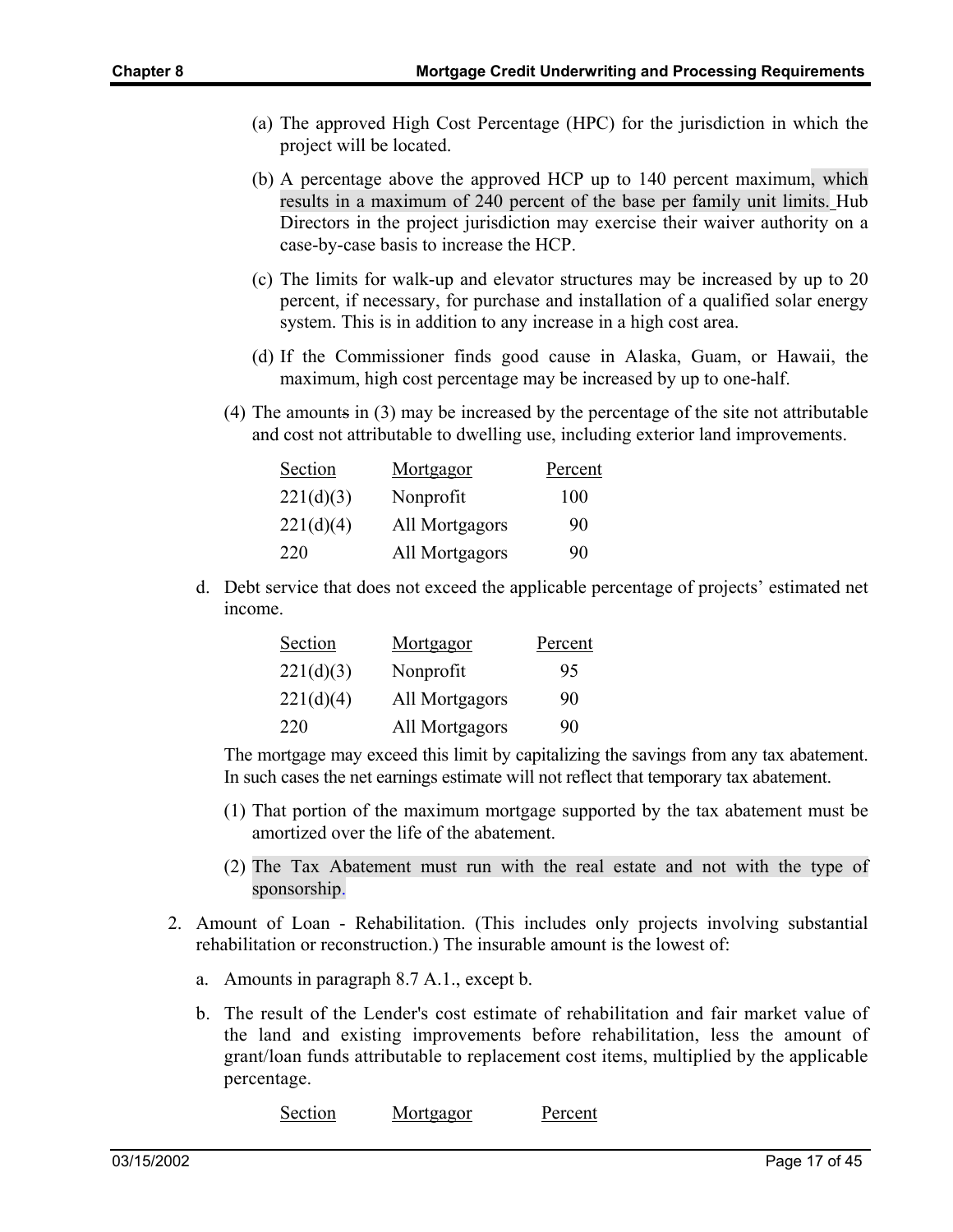(a) The approved High Cost Percentage (HPC) for the jurisdiction in which the project will be located.

(b) A percentage above the approved HCP up to 140 percent maximum, which results in a maximum of 240 percent of the base per family unit limits. Hub Directors in the project jurisdiction may exercise their waiver authority on a case-by-case basis to increase the HCP.

(c) The limits for walk-up and elevator structures may be increased by up to 20 percent, if necessary, for purchase and installation of a qualified solar energy system. This is in addition to any increase in a high cost area.

(d) If the Commissioner finds good cause in Alaska, Guam, or Hawaii, the maximum, high cost percentage may be increased by up to one-half.

(4) The amounts in (3) may be increased by the percentage of the site not attributable and cost not attributable to dwelling use, including exterior land improvements.

| Section | Mortgagor | Percent |
|---|---|---|
| 221(d)(3) | Nonprofit | 100 |
| 221(d)(4) | All Mortgagors | 90 |
| 220 | All Mortgagors | 90 |

d. Debt service that does not exceed the applicable percentage of projects' estimated net income.

| Section | Mortgagor | Percent |
|---|---|---|
| 221(d)(3) | Nonprofit | 95 |
| 221(d)(4) | All Mortgagors | 90 |
| 220 | All Mortgagors | 90 |

The mortgage may exceed this limit by capitalizing the savings from any tax abatement. In such cases the net earnings estimate will not reflect that temporary tax abatement.

(1) That portion of the maximum mortgage supported by the tax abatement must be amortized over the life of the abatement.

(2) The Tax Abatement must run with the real estate and not with the type of sponsorship.

2. Amount of Loan - Rehabilitation. (This includes only projects involving substantial rehabilitation or reconstruction.) The insurable amount is the lowest of:

   a. Amounts in paragraph 8.7 A.1., except b.

   b. The result of the Lender's cost estimate of rehabilitation and fair market value of the land and existing improvements before rehabilitation, less the amount of grant/loan funds attributable to replacement cost items, multiplied by the applicable percentage.

| Section | Mortgagor | Percent |
|---|---|---|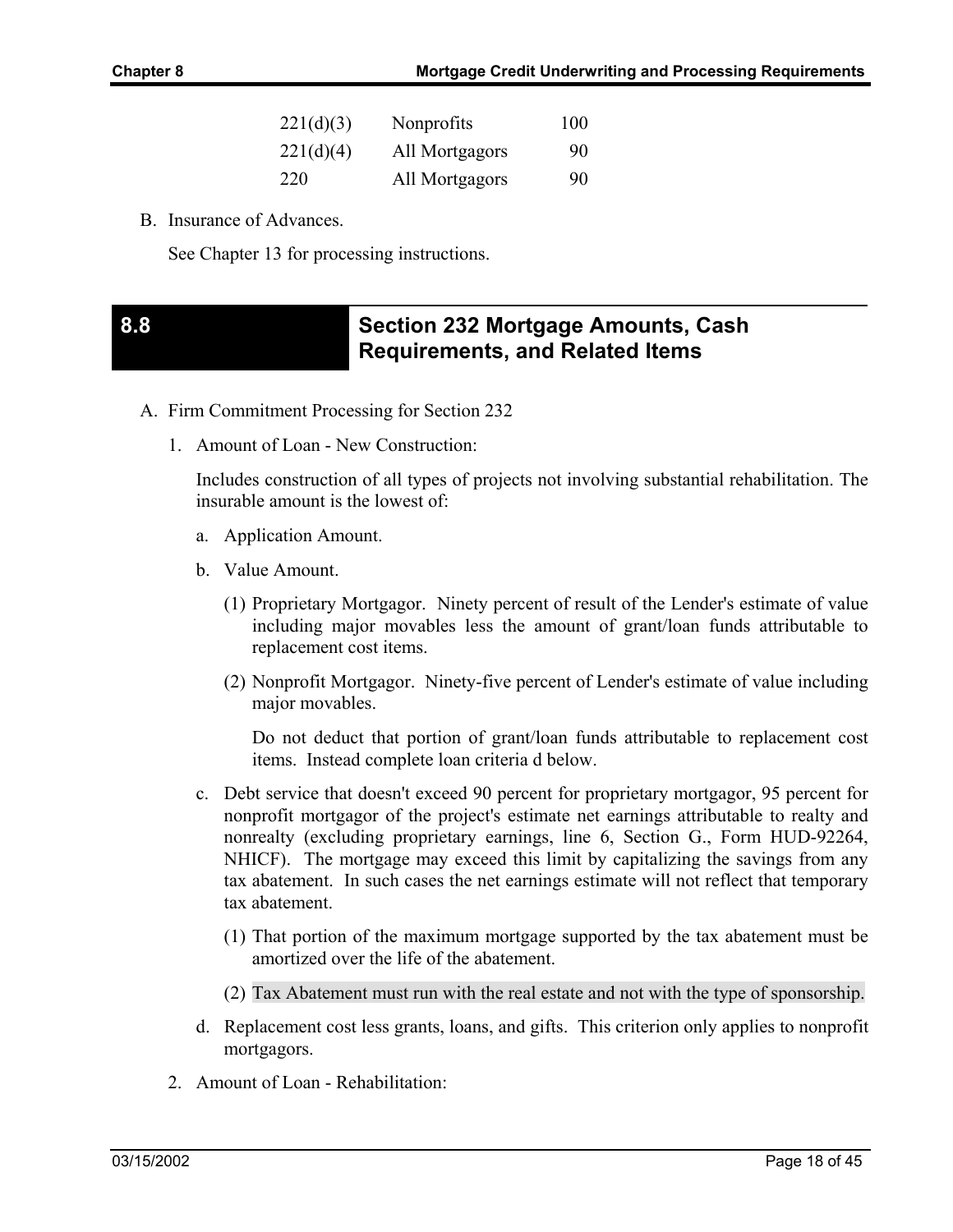| | | |
|---|---|---|
| 221(d)(3) | Nonprofits | 100 |
| 221(d)(4) | All Mortgagors | 90 |
| 220 | All Mortgagors | 90 |

B. Insurance of Advances.

   See Chapter 13 for processing instructions.

## 8.8 Section 232 Mortgage Amounts, Cash Requirements, and Related Items

A. Firm Commitment Processing for Section 232

   1. Amount of Loan - New Construction:

      Includes construction of all types of projects not involving substantial rehabilitation. The insurable amount is the lowest of:

      a. Application Amount.

      b. Value Amount.

         (1) Proprietary Mortgagor. Ninety percent of result of the Lender's estimate of value including major movables less the amount of grant/loan funds attributable to replacement cost items.

         (2) Nonprofit Mortgagor. Ninety-five percent of Lender's estimate of value including major movables.

             Do not deduct that portion of grant/loan funds attributable to replacement cost items. Instead complete loan criteria d below.

      c. Debt service that doesn't exceed 90 percent for proprietary mortgagor, 95 percent for nonprofit mortgagor of the project's estimate net earnings attributable to realty and nonrealty (excluding proprietary earnings, line 6, Section G., Form HUD-92264, NHICF). The mortgage may exceed this limit by capitalizing the savings from any tax abatement. In such cases the net earnings estimate will not reflect that temporary tax abatement.

         (1) That portion of the maximum mortgage supported by the tax abatement must be amortized over the life of the abatement.

         (2) Tax Abatement must run with the real estate and not with the type of sponsorship.

      d. Replacement cost less grants, loans, and gifts. This criterion only applies to nonprofit mortgagors.

   2. Amount of Loan - Rehabilitation: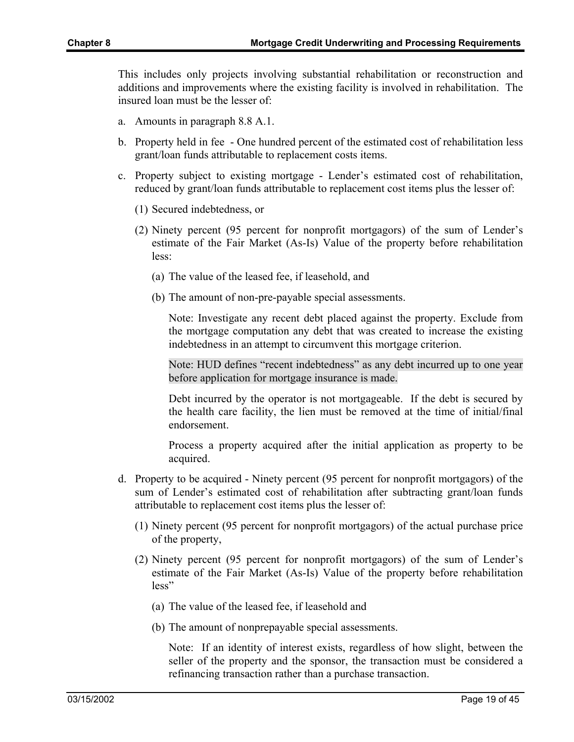This includes only projects involving substantial rehabilitation or reconstruction and additions and improvements where the existing facility is involved in rehabilitation. The insured loan must be the lesser of:

a. Amounts in paragraph 8.8 A.1.

b. Property held in fee - One hundred percent of the estimated cost of rehabilitation less grant/loan funds attributable to replacement costs items.

c. Property subject to existing mortgage - Lender's estimated cost of rehabilitation, reduced by grant/loan funds attributable to replacement cost items plus the lesser of:

   (1) Secured indebtedness, or

   (2) Ninety percent (95 percent for nonprofit mortgagors) of the sum of Lender's estimate of the Fair Market (As-Is) Value of the property before rehabilitation less:

      (a) The value of the leased fee, if leasehold, and

      (b) The amount of non-pre-payable special assessments.

      Note: Investigate any recent debt placed against the property. Exclude from the mortgage computation any debt that was created to increase the existing indebtedness in an attempt to circumvent this mortgage criterion.

      Note: HUD defines "recent indebtedness" as any debt incurred up to one year before application for mortgage insurance is made.

      Debt incurred by the operator is not mortgageable. If the debt is secured by the health care facility, the lien must be removed at the time of initial/final endorsement.

      Process a property acquired after the initial application as property to be acquired.

d. Property to be acquired - Ninety percent (95 percent for nonprofit mortgagors) of the sum of Lender's estimated cost of rehabilitation after subtracting grant/loan funds attributable to replacement cost items plus the lesser of:

   (1) Ninety percent (95 percent for nonprofit mortgagors) of the actual purchase price of the property,

   (2) Ninety percent (95 percent for nonprofit mortgagors) of the sum of Lender's estimate of the Fair Market (As-Is) Value of the property before rehabilitation less"

      (a) The value of the leased fee, if leasehold and

      (b) The amount of nonprepayable special assessments.

      Note: If an identity of interest exists, regardless of how slight, between the seller of the property and the sponsor, the transaction must be considered a refinancing transaction rather than a purchase transaction.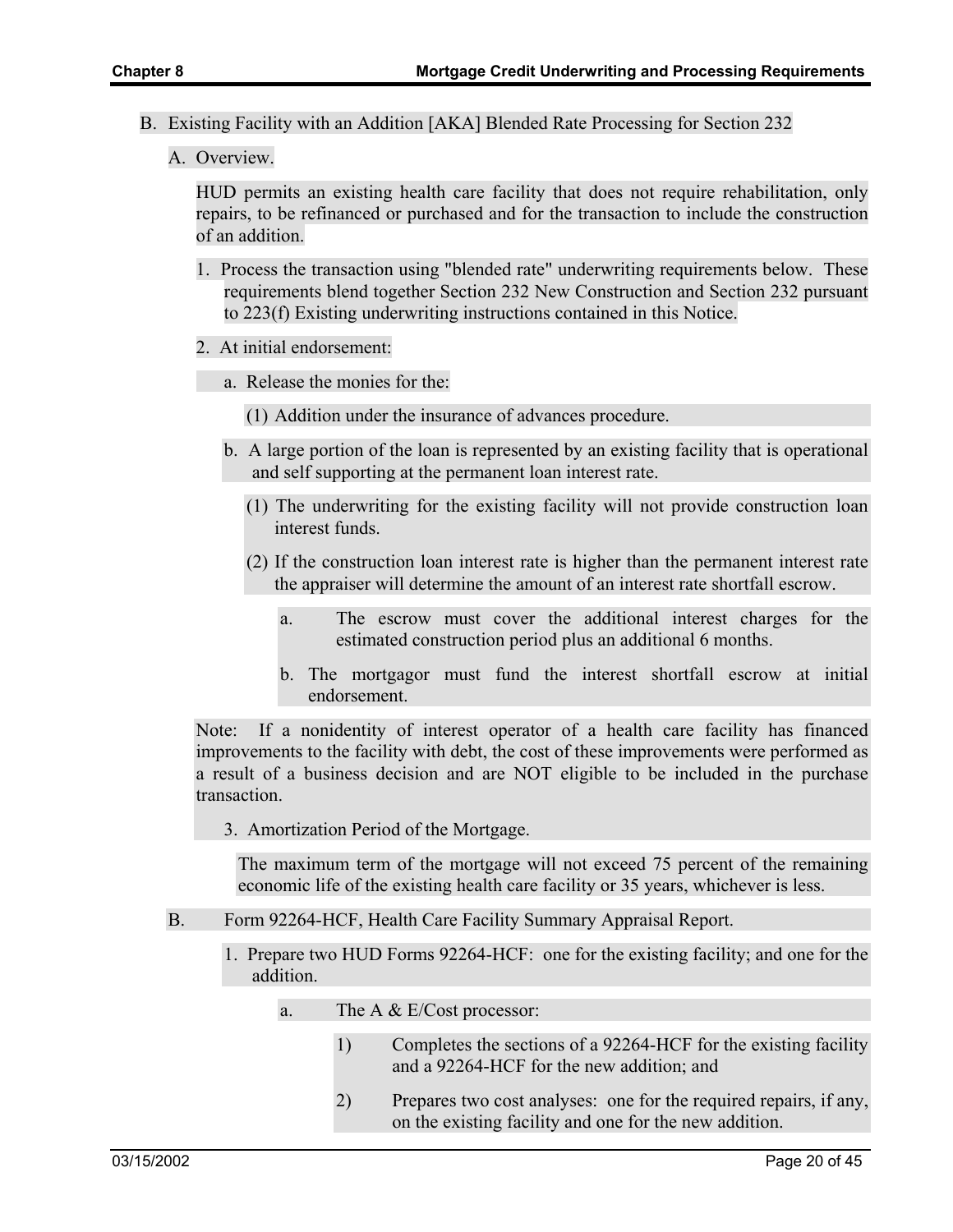B. Existing Facility with an Addition [AKA] Blended Rate Processing for Section 232

A. Overview.

HUD permits an existing health care facility that does not require rehabilitation, only repairs, to be refinanced or purchased and for the transaction to include the construction of an addition.

1. Process the transaction using "blended rate" underwriting requirements below. These requirements blend together Section 232 New Construction and Section 232 pursuant to 223(f) Existing underwriting instructions contained in this Notice.

2. At initial endorsement:

   a. Release the monies for the:

      (1) Addition under the insurance of advances procedure.

   b. A large portion of the loan is represented by an existing facility that is operational and self supporting at the permanent loan interest rate.

      (1) The underwriting for the existing facility will not provide construction loan interest funds.

      (2) If the construction loan interest rate is higher than the permanent interest rate the appraiser will determine the amount of an interest rate shortfall escrow.

         a. The escrow must cover the additional interest charges for the estimated construction period plus an additional 6 months.

         b. The mortgagor must fund the interest shortfall escrow at initial endorsement.

Note: If a nonidentity of interest operator of a health care facility has financed improvements to the facility with debt, the cost of these improvements were performed as a result of a business decision and are NOT eligible to be included in the purchase transaction.

3. Amortization Period of the Mortgage.

   The maximum term of the mortgage will not exceed 75 percent of the remaining economic life of the existing health care facility or 35 years, whichever is less.

B. Form 92264-HCF, Health Care Facility Summary Appraisal Report.

1. Prepare two HUD Forms 92264-HCF: one for the existing facility; and one for the addition.

   a. The A & E/Cost processor:

      1) Completes the sections of a 92264-HCF for the existing facility and a 92264-HCF for the new addition; and

      2) Prepares two cost analyses: one for the required repairs, if any, on the existing facility and one for the new addition.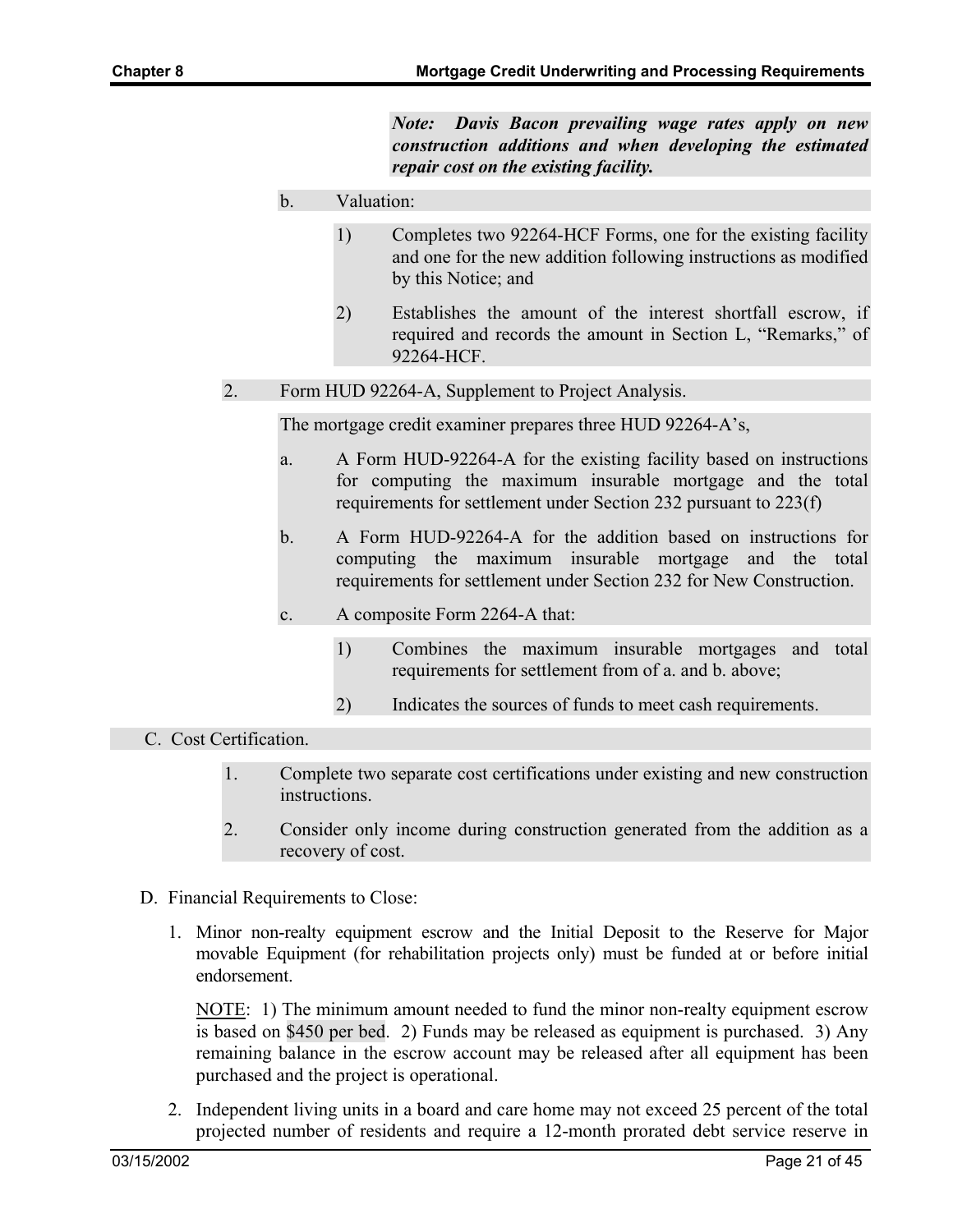***Note: Davis Bacon prevailing wage rates apply on new construction additions and when developing the estimated repair cost on the existing facility.***

b. Valuation:

1) Completes two 92264-HCF Forms, one for the existing facility and one for the new addition following instructions as modified by this Notice; and

2) Establishes the amount of the interest shortfall escrow, if required and records the amount in Section L, "Remarks," of 92264-HCF.

2. Form HUD 92264-A, Supplement to Project Analysis.

The mortgage credit examiner prepares three HUD 92264-A's,

a. A Form HUD-92264-A for the existing facility based on instructions for computing the maximum insurable mortgage and the total requirements for settlement under Section 232 pursuant to 223(f)

b. A Form HUD-92264-A for the addition based on instructions for computing the maximum insurable mortgage and the total requirements for settlement under Section 232 for New Construction.

c. A composite Form 2264-A that:

1) Combines the maximum insurable mortgages and total requirements for settlement from of a. and b. above;

2) Indicates the sources of funds to meet cash requirements.

C. Cost Certification.

1. Complete two separate cost certifications under existing and new construction instructions.

2. Consider only income during construction generated from the addition as a recovery of cost.

D. Financial Requirements to Close:

1. Minor non-realty equipment escrow and the Initial Deposit to the Reserve for Major movable Equipment (for rehabilitation projects only) must be funded at or before initial endorsement.

   NOTE: 1) The minimum amount needed to fund the minor non-realty equipment escrow is based on $450 per bed. 2) Funds may be released as equipment is purchased. 3) Any remaining balance in the escrow account may be released after all equipment has been purchased and the project is operational.

2. Independent living units in a board and care home may not exceed 25 percent of the total projected number of residents and require a 12-month prorated debt service reserve in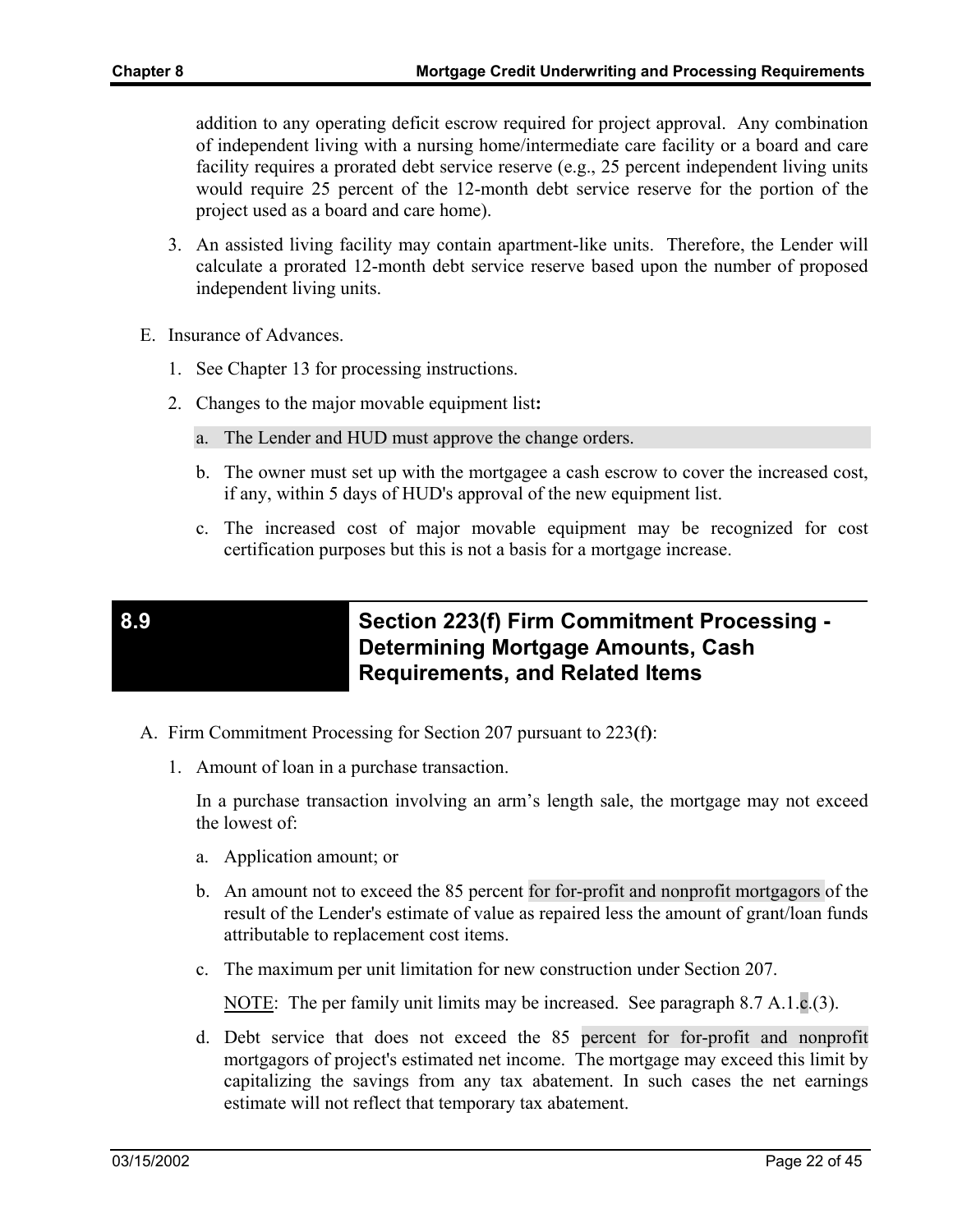addition to any operating deficit escrow required for project approval. Any combination of independent living with a nursing home/intermediate care facility or a board and care facility requires a prorated debt service reserve (e.g., 25 percent independent living units would require 25 percent of the 12-month debt service reserve for the portion of the project used as a board and care home).

3. An assisted living facility may contain apartment-like units. Therefore, the Lender will calculate a prorated 12-month debt service reserve based upon the number of proposed independent living units.

E. Insurance of Advances.

1. See Chapter 13 for processing instructions.

2. Changes to the major movable equipment list:

   a. The Lender and HUD must approve the change orders.

   b. The owner must set up with the mortgagee a cash escrow to cover the increased cost, if any, within 5 days of HUD's approval of the new equipment list.

   c. The increased cost of major movable equipment may be recognized for cost certification purposes but this is not a basis for a mortgage increase.

## 8.9 Section 223(f) Firm Commitment Processing - Determining Mortgage Amounts, Cash Requirements, and Related Items

A. Firm Commitment Processing for Section 207 pursuant to 223(f):

1. Amount of loan in a purchase transaction.

   In a purchase transaction involving an arm's length sale, the mortgage may not exceed the lowest of:

   a. Application amount; or

   b. An amount not to exceed the 85 percent for for-profit and nonprofit mortgagors of the result of the Lender's estimate of value as repaired less the amount of grant/loan funds attributable to replacement cost items.

   c. The maximum per unit limitation for new construction under Section 207.

      NOTE: The per family unit limits may be increased. See paragraph 8.7 A.1.c.(3).

   d. Debt service that does not exceed the 85 percent for for-profit and nonprofit mortgagors of project's estimated net income. The mortgage may exceed this limit by capitalizing the savings from any tax abatement. In such cases the net earnings estimate will not reflect that temporary tax abatement.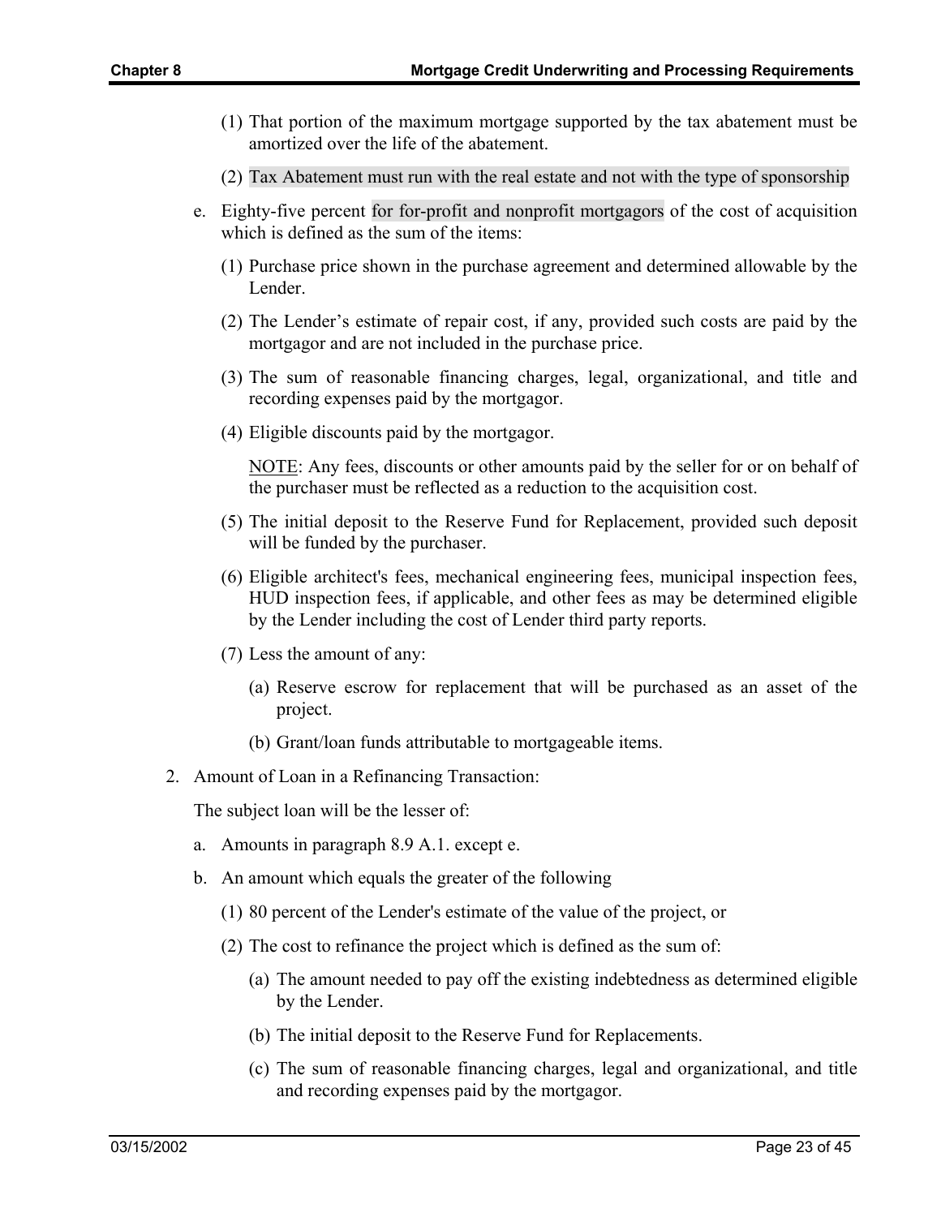(1) That portion of the maximum mortgage supported by the tax abatement must be amortized over the life of the abatement.

(2) Tax Abatement must run with the real estate and not with the type of sponsorship

e. Eighty-five percent for for-profit and nonprofit mortgagors of the cost of acquisition which is defined as the sum of the items:

(1) Purchase price shown in the purchase agreement and determined allowable by the Lender.

(2) The Lender's estimate of repair cost, if any, provided such costs are paid by the mortgagor and are not included in the purchase price.

(3) The sum of reasonable financing charges, legal, organizational, and title and recording expenses paid by the mortgagor.

(4) Eligible discounts paid by the mortgagor.

NOTE: Any fees, discounts or other amounts paid by the seller for or on behalf of the purchaser must be reflected as a reduction to the acquisition cost.

(5) The initial deposit to the Reserve Fund for Replacement, provided such deposit will be funded by the purchaser.

(6) Eligible architect's fees, mechanical engineering fees, municipal inspection fees, HUD inspection fees, if applicable, and other fees as may be determined eligible by the Lender including the cost of Lender third party reports.

(7) Less the amount of any:

(a) Reserve escrow for replacement that will be purchased as an asset of the project.

(b) Grant/loan funds attributable to mortgageable items.

2. Amount of Loan in a Refinancing Transaction:

The subject loan will be the lesser of:

a. Amounts in paragraph 8.9 A.1. except e.

b. An amount which equals the greater of the following

(1) 80 percent of the Lender's estimate of the value of the project, or

(2) The cost to refinance the project which is defined as the sum of:

(a) The amount needed to pay off the existing indebtedness as determined eligible by the Lender.

(b) The initial deposit to the Reserve Fund for Replacements.

(c) The sum of reasonable financing charges, legal and organizational, and title and recording expenses paid by the mortgagor.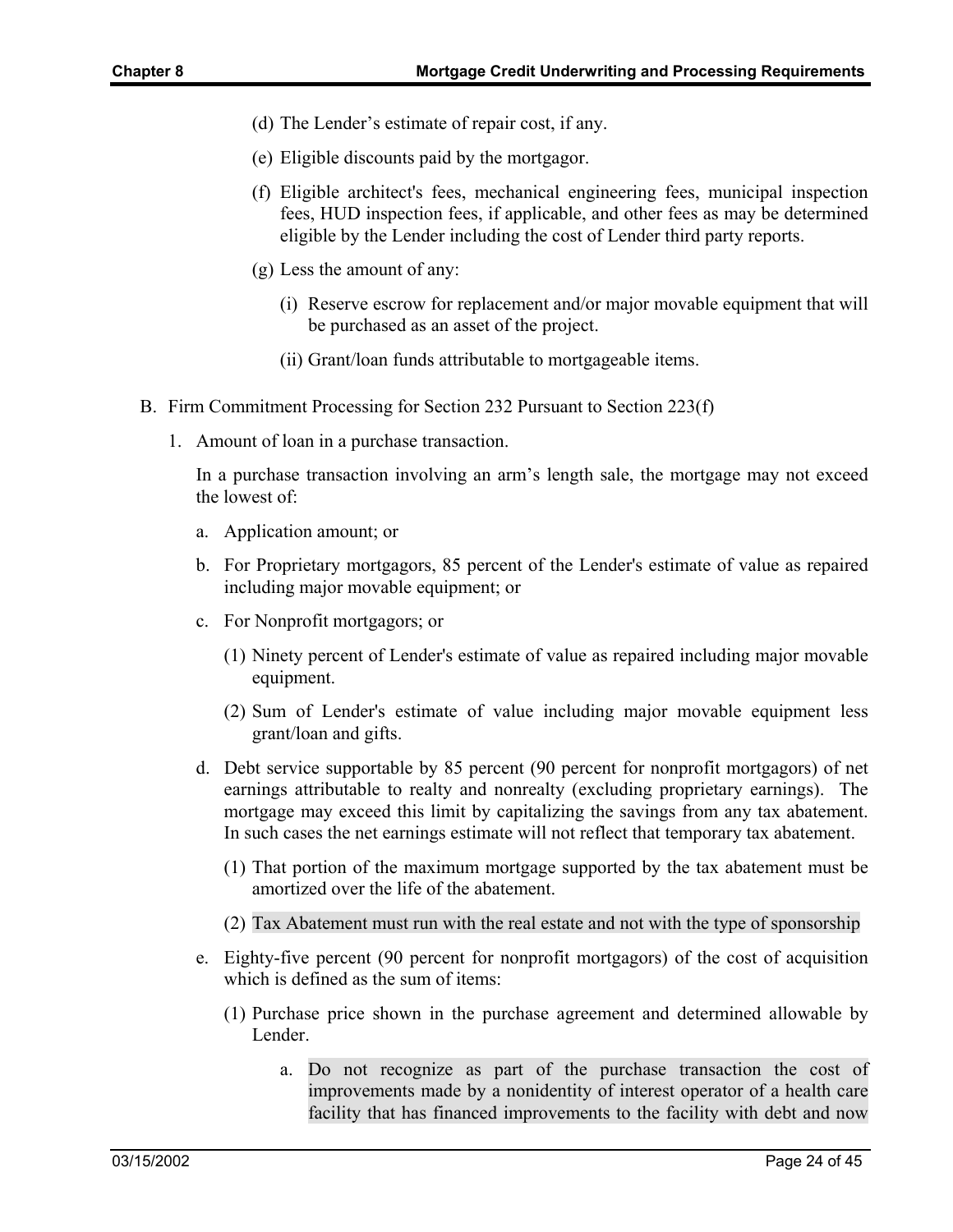(d) The Lender's estimate of repair cost, if any.

(e) Eligible discounts paid by the mortgagor.

(f) Eligible architect's fees, mechanical engineering fees, municipal inspection fees, HUD inspection fees, if applicable, and other fees as may be determined eligible by the Lender including the cost of Lender third party reports.

(g) Less the amount of any:

(i) Reserve escrow for replacement and/or major movable equipment that will be purchased as an asset of the project.

(ii) Grant/loan funds attributable to mortgageable items.

B. Firm Commitment Processing for Section 232 Pursuant to Section 223(f)

1. Amount of loan in a purchase transaction.

In a purchase transaction involving an arm's length sale, the mortgage may not exceed the lowest of:

a. Application amount; or

b. For Proprietary mortgagors, 85 percent of the Lender's estimate of value as repaired including major movable equipment; or

c. For Nonprofit mortgagors; or

(1) Ninety percent of Lender's estimate of value as repaired including major movable equipment.

(2) Sum of Lender's estimate of value including major movable equipment less grant/loan and gifts.

d. Debt service supportable by 85 percent (90 percent for nonprofit mortgagors) of net earnings attributable to realty and nonrealty (excluding proprietary earnings). The mortgage may exceed this limit by capitalizing the savings from any tax abatement. In such cases the net earnings estimate will not reflect that temporary tax abatement.

(1) That portion of the maximum mortgage supported by the tax abatement must be amortized over the life of the abatement.

(2) Tax Abatement must run with the real estate and not with the type of sponsorship

e. Eighty-five percent (90 percent for nonprofit mortgagors) of the cost of acquisition which is defined as the sum of items:

(1) Purchase price shown in the purchase agreement and determined allowable by Lender.

a. Do not recognize as part of the purchase transaction the cost of improvements made by a nonidentity of interest operator of a health care facility that has financed improvements to the facility with debt and now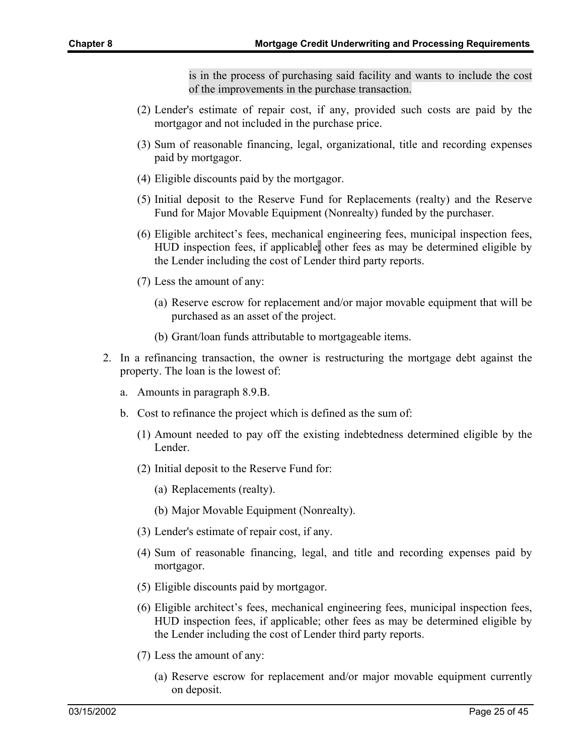is in the process of purchasing said facility and wants to include the cost of the improvements in the purchase transaction.

(2) Lender's estimate of repair cost, if any, provided such costs are paid by the mortgagor and not included in the purchase price.

(3) Sum of reasonable financing, legal, organizational, title and recording expenses paid by mortgagor.

(4) Eligible discounts paid by the mortgagor.

(5) Initial deposit to the Reserve Fund for Replacements (realty) and the Reserve Fund for Major Movable Equipment (Nonrealty) funded by the purchaser.

(6) Eligible architect's fees, mechanical engineering fees, municipal inspection fees, HUD inspection fees, if applicable; other fees as may be determined eligible by the Lender including the cost of Lender third party reports.

(7) Less the amount of any:

(a) Reserve escrow for replacement and/or major movable equipment that will be purchased as an asset of the project.

(b) Grant/loan funds attributable to mortgageable items.

2. In a refinancing transaction, the owner is restructuring the mortgage debt against the property. The loan is the lowest of:

a. Amounts in paragraph 8.9.B.

b. Cost to refinance the project which is defined as the sum of:

(1) Amount needed to pay off the existing indebtedness determined eligible by the Lender.

(2) Initial deposit to the Reserve Fund for:

(a) Replacements (realty).

(b) Major Movable Equipment (Nonrealty).

(3) Lender's estimate of repair cost, if any.

(4) Sum of reasonable financing, legal, and title and recording expenses paid by mortgagor.

(5) Eligible discounts paid by mortgagor.

(6) Eligible architect's fees, mechanical engineering fees, municipal inspection fees, HUD inspection fees, if applicable; other fees as may be determined eligible by the Lender including the cost of Lender third party reports.

(7) Less the amount of any:

(a) Reserve escrow for replacement and/or major movable equipment currently on deposit.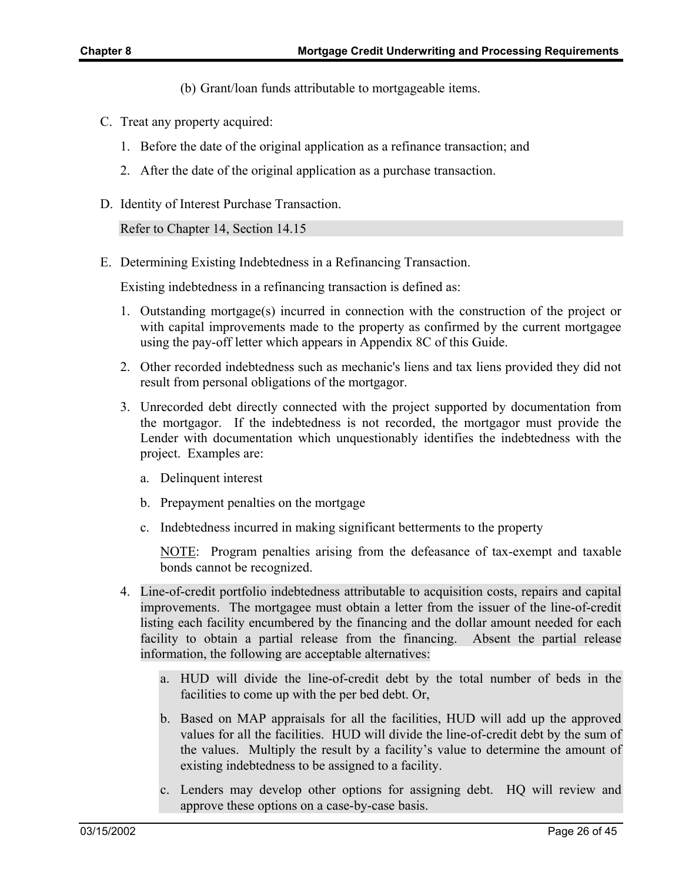(b) Grant/loan funds attributable to mortgageable items.

C. Treat any property acquired:

   1. Before the date of the original application as a refinance transaction; and

   2. After the date of the original application as a purchase transaction.

D. Identity of Interest Purchase Transaction.

   Refer to Chapter 14, Section 14.15

E. Determining Existing Indebtedness in a Refinancing Transaction.

   Existing indebtedness in a refinancing transaction is defined as:

   1. Outstanding mortgage(s) incurred in connection with the construction of the project or with capital improvements made to the property as confirmed by the current mortgagee using the pay-off letter which appears in Appendix 8C of this Guide.

   2. Other recorded indebtedness such as mechanic's liens and tax liens provided they did not result from personal obligations of the mortgagor.

   3. Unrecorded debt directly connected with the project supported by documentation from the mortgagor. If the indebtedness is not recorded, the mortgagor must provide the Lender with documentation which unquestionably identifies the indebtedness with the project. Examples are:

      a. Delinquent interest

      b. Prepayment penalties on the mortgage

      c. Indebtedness incurred in making significant betterments to the property

      NOTE: Program penalties arising from the defeasance of tax-exempt and taxable bonds cannot be recognized.

   4. Line-of-credit portfolio indebtedness attributable to acquisition costs, repairs and capital improvements. The mortgagee must obtain a letter from the issuer of the line-of-credit listing each facility encumbered by the financing and the dollar amount needed for each facility to obtain a partial release from the financing. Absent the partial release information, the following are acceptable alternatives:

      a. HUD will divide the line-of-credit debt by the total number of beds in the facilities to come up with the per bed debt. Or,

      b. Based on MAP appraisals for all the facilities, HUD will add up the approved values for all the facilities. HUD will divide the line-of-credit debt by the sum of the values. Multiply the result by a facility's value to determine the amount of existing indebtedness to be assigned to a facility.

      c. Lenders may develop other options for assigning debt. HQ will review and approve these options on a case-by-case basis.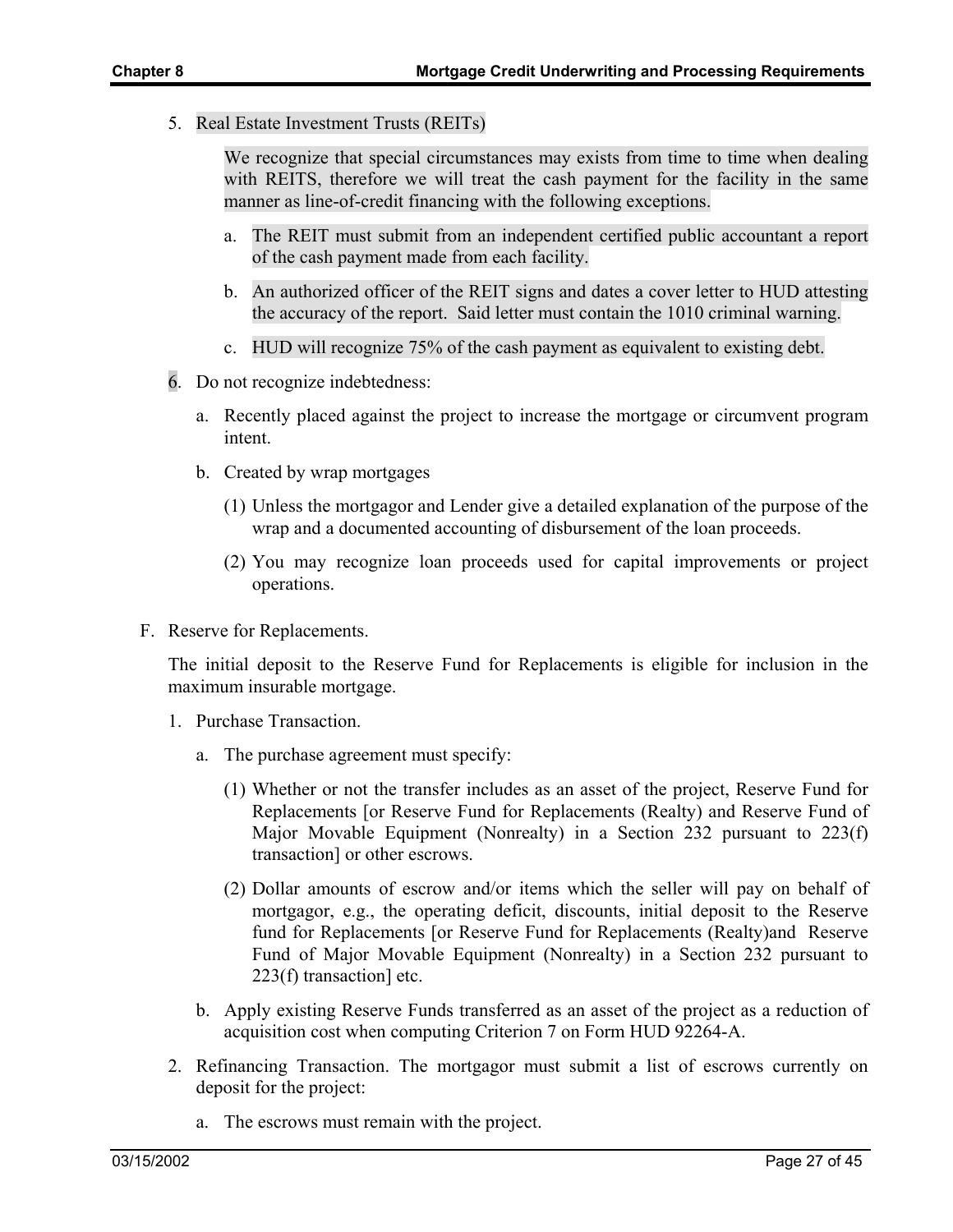5. Real Estate Investment Trusts (REITs)

   We recognize that special circumstances may exists from time to time when dealing with REITS, therefore we will treat the cash payment for the facility in the same manner as line-of-credit financing with the following exceptions.

   a. The REIT must submit from an independent certified public accountant a report of the cash payment made from each facility.

   b. An authorized officer of the REIT signs and dates a cover letter to HUD attesting the accuracy of the report. Said letter must contain the 1010 criminal warning.

   c. HUD will recognize 75% of the cash payment as equivalent to existing debt.

6. Do not recognize indebtedness:

   a. Recently placed against the project to increase the mortgage or circumvent program intent.

   b. Created by wrap mortgages

      (1) Unless the mortgagor and Lender give a detailed explanation of the purpose of the wrap and a documented accounting of disbursement of the loan proceeds.

      (2) You may recognize loan proceeds used for capital improvements or project operations.

F. Reserve for Replacements.

   The initial deposit to the Reserve Fund for Replacements is eligible for inclusion in the maximum insurable mortgage.

   1. Purchase Transaction.

      a. The purchase agreement must specify:

         (1) Whether or not the transfer includes as an asset of the project, Reserve Fund for Replacements [or Reserve Fund for Replacements (Realty) and Reserve Fund of Major Movable Equipment (Nonrealty) in a Section 232 pursuant to 223(f) transaction] or other escrows.

         (2) Dollar amounts of escrow and/or items which the seller will pay on behalf of mortgagor, e.g., the operating deficit, discounts, initial deposit to the Reserve fund for Replacements [or Reserve Fund for Replacements (Realty)and Reserve Fund of Major Movable Equipment (Nonrealty) in a Section 232 pursuant to 223(f) transaction] etc.

      b. Apply existing Reserve Funds transferred as an asset of the project as a reduction of acquisition cost when computing Criterion 7 on Form HUD 92264-A.

   2. Refinancing Transaction. The mortgagor must submit a list of escrows currently on deposit for the project:

      a. The escrows must remain with the project.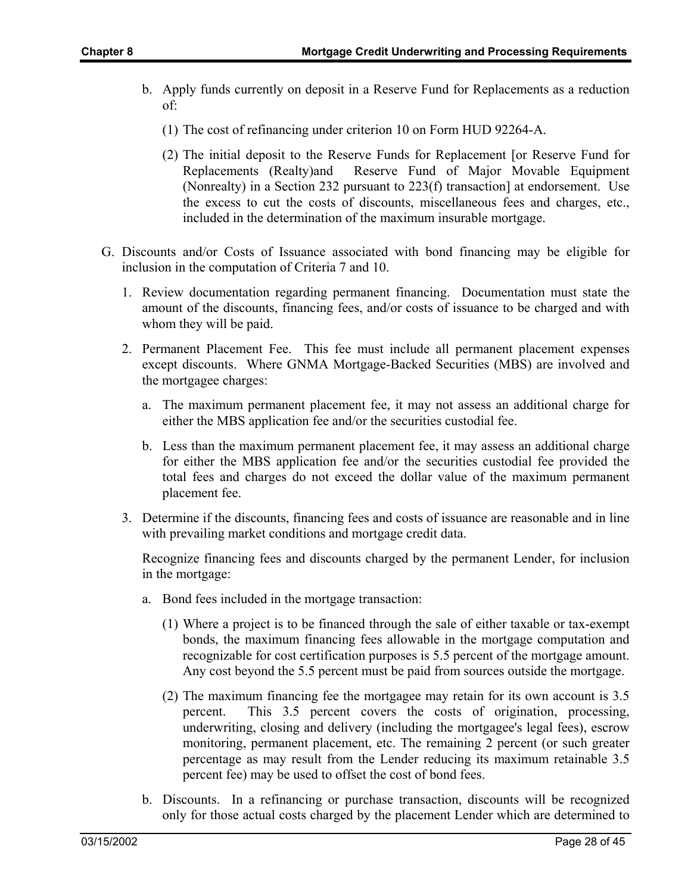b. Apply funds currently on deposit in a Reserve Fund for Replacements as a reduction of:

   (1) The cost of refinancing under criterion 10 on Form HUD 92264-A.

   (2) The initial deposit to the Reserve Funds for Replacement [or Reserve Fund for Replacements (Realty)and Reserve Fund of Major Movable Equipment (Nonrealty) in a Section 232 pursuant to 223(f) transaction] at endorsement. Use the excess to cut the costs of discounts, miscellaneous fees and charges, etc., included in the determination of the maximum insurable mortgage.

G. Discounts and/or Costs of Issuance associated with bond financing may be eligible for inclusion in the computation of Criteria 7 and 10.

1. Review documentation regarding permanent financing. Documentation must state the amount of the discounts, financing fees, and/or costs of issuance to be charged and with whom they will be paid.

2. Permanent Placement Fee. This fee must include all permanent placement expenses except discounts. Where GNMA Mortgage-Backed Securities (MBS) are involved and the mortgagee charges:

   a. The maximum permanent placement fee, it may not assess an additional charge for either the MBS application fee and/or the securities custodial fee.

   b. Less than the maximum permanent placement fee, it may assess an additional charge for either the MBS application fee and/or the securities custodial fee provided the total fees and charges do not exceed the dollar value of the maximum permanent placement fee.

3. Determine if the discounts, financing fees and costs of issuance are reasonable and in line with prevailing market conditions and mortgage credit data.

   Recognize financing fees and discounts charged by the permanent Lender, for inclusion in the mortgage:

   a. Bond fees included in the mortgage transaction:

      (1) Where a project is to be financed through the sale of either taxable or tax-exempt bonds, the maximum financing fees allowable in the mortgage computation and recognizable for cost certification purposes is 5.5 percent of the mortgage amount. Any cost beyond the 5.5 percent must be paid from sources outside the mortgage.

      (2) The maximum financing fee the mortgagee may retain for its own account is 3.5 percent. This 3.5 percent covers the costs of origination, processing, underwriting, closing and delivery (including the mortgagee's legal fees), escrow monitoring, permanent placement, etc. The remaining 2 percent (or such greater percentage as may result from the Lender reducing its maximum retainable 3.5 percent fee) may be used to offset the cost of bond fees.

   b. Discounts. In a refinancing or purchase transaction, discounts will be recognized only for those actual costs charged by the placement Lender which are determined to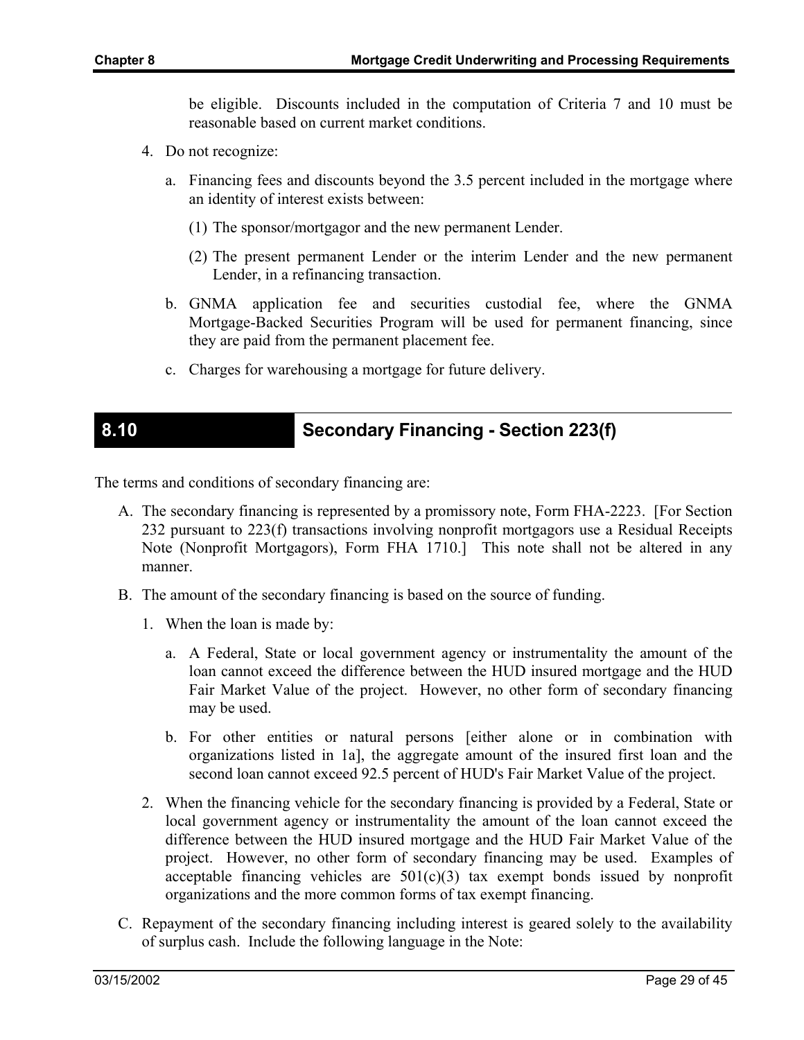be eligible. Discounts included in the computation of Criteria 7 and 10 must be reasonable based on current market conditions.

4. Do not recognize:

   a. Financing fees and discounts beyond the 3.5 percent included in the mortgage where an identity of interest exists between:

      (1) The sponsor/mortgagor and the new permanent Lender.

      (2) The present permanent Lender or the interim Lender and the new permanent Lender, in a refinancing transaction.

   b. GNMA application fee and securities custodial fee, where the GNMA Mortgage-Backed Securities Program will be used for permanent financing, since they are paid from the permanent placement fee.

   c. Charges for warehousing a mortgage for future delivery.

## 8.10 Secondary Financing - Section 223(f)

The terms and conditions of secondary financing are:

A. The secondary financing is represented by a promissory note, Form FHA-2223. [For Section 232 pursuant to 223(f) transactions involving nonprofit mortgagors use a Residual Receipts Note (Nonprofit Mortgagors), Form FHA 1710.] This note shall not be altered in any manner.

B. The amount of the secondary financing is based on the source of funding.

   1. When the loan is made by:

      a. A Federal, State or local government agency or instrumentality the amount of the loan cannot exceed the difference between the HUD insured mortgage and the HUD Fair Market Value of the project. However, no other form of secondary financing may be used.

      b. For other entities or natural persons [either alone or in combination with organizations listed in 1a], the aggregate amount of the insured first loan and the second loan cannot exceed 92.5 percent of HUD's Fair Market Value of the project.

   2. When the financing vehicle for the secondary financing is provided by a Federal, State or local government agency or instrumentality the amount of the loan cannot exceed the difference between the HUD insured mortgage and the HUD Fair Market Value of the project. However, no other form of secondary financing may be used. Examples of acceptable financing vehicles are 501(c)(3) tax exempt bonds issued by nonprofit organizations and the more common forms of tax exempt financing.

C. Repayment of the secondary financing including interest is geared solely to the availability of surplus cash. Include the following language in the Note: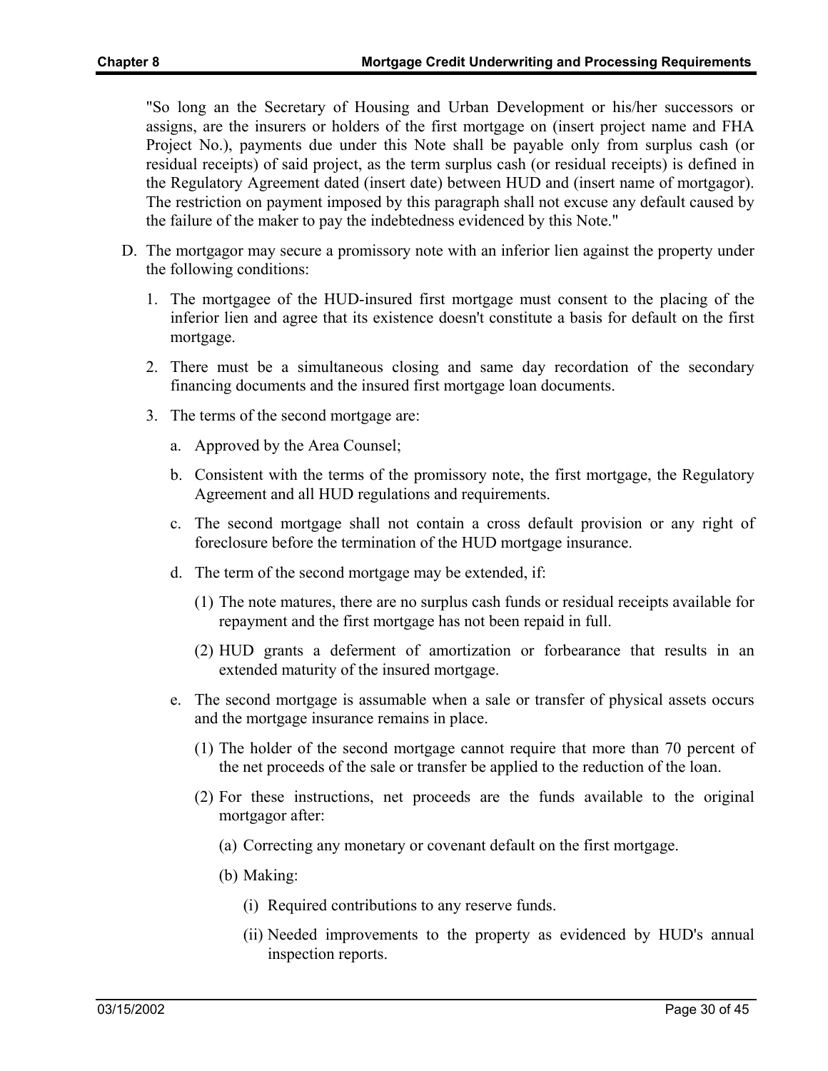"So long an the Secretary of Housing and Urban Development or his/her successors or assigns, are the insurers or holders of the first mortgage on (insert project name and FHA Project No.), payments due under this Note shall be payable only from surplus cash (or residual receipts) of said project, as the term surplus cash (or residual receipts) is defined in the Regulatory Agreement dated (insert date) between HUD and (insert name of mortgagor). The restriction on payment imposed by this paragraph shall not excuse any default caused by the failure of the maker to pay the indebtedness evidenced by this Note."

D. The mortgagor may secure a promissory note with an inferior lien against the property under the following conditions:

   1. The mortgagee of the HUD-insured first mortgage must consent to the placing of the inferior lien and agree that its existence doesn't constitute a basis for default on the first mortgage.

   2. There must be a simultaneous closing and same day recordation of the secondary financing documents and the insured first mortgage loan documents.

   3. The terms of the second mortgage are:

      a. Approved by the Area Counsel;

      b. Consistent with the terms of the promissory note, the first mortgage, the Regulatory Agreement and all HUD regulations and requirements.

      c. The second mortgage shall not contain a cross default provision or any right of foreclosure before the termination of the HUD mortgage insurance.

      d. The term of the second mortgage may be extended, if:

         (1) The note matures, there are no surplus cash funds or residual receipts available for repayment and the first mortgage has not been repaid in full.

         (2) HUD grants a deferment of amortization or forbearance that results in an extended maturity of the insured mortgage.

      e. The second mortgage is assumable when a sale or transfer of physical assets occurs and the mortgage insurance remains in place.

         (1) The holder of the second mortgage cannot require that more than 70 percent of the net proceeds of the sale or transfer be applied to the reduction of the loan.

         (2) For these instructions, net proceeds are the funds available to the original mortgagor after:

            (a) Correcting any monetary or covenant default on the first mortgage.

            (b) Making:

               (i) Required contributions to any reserve funds.

               (ii) Needed improvements to the property as evidenced by HUD's annual inspection reports.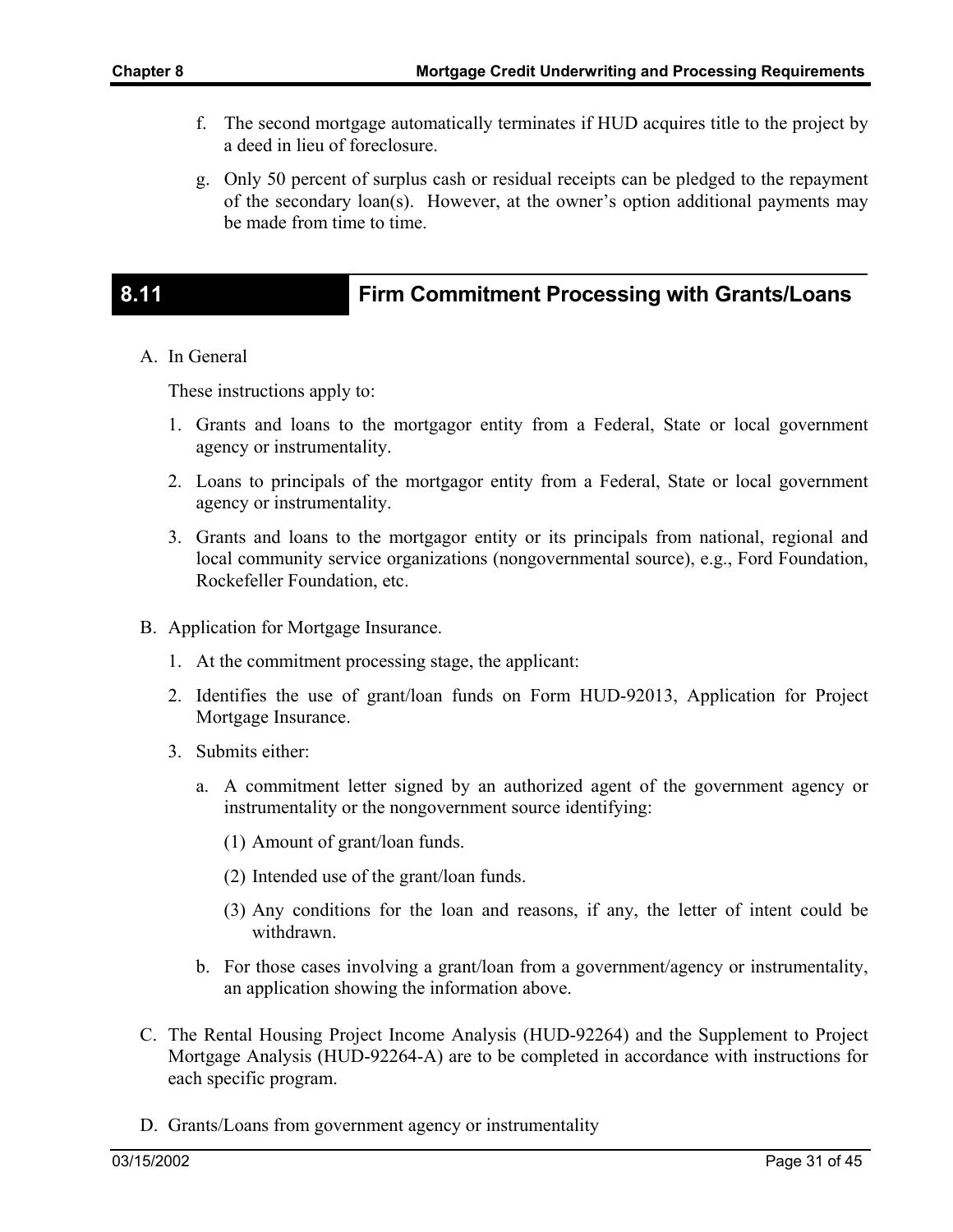f. The second mortgage automatically terminates if HUD acquires title to the project by a deed in lieu of foreclosure.

g. Only 50 percent of surplus cash or residual receipts can be pledged to the repayment of the secondary loan(s). However, at the owner's option additional payments may be made from time to time.

## 8.11 Firm Commitment Processing with Grants/Loans

A. In General

These instructions apply to:

1. Grants and loans to the mortgagor entity from a Federal, State or local government agency or instrumentality.
2. Loans to principals of the mortgagor entity from a Federal, State or local government agency or instrumentality.
3. Grants and loans to the mortgagor entity or its principals from national, regional and local community service organizations (nongovernmental source), e.g., Ford Foundation, Rockefeller Foundation, etc.

B. Application for Mortgage Insurance.

1. At the commitment processing stage, the applicant:
2. Identifies the use of grant/loan funds on Form HUD-92013, Application for Project Mortgage Insurance.
3. Submits either:

   a. A commitment letter signed by an authorized agent of the government agency or instrumentality or the nongovernment source identifying:

      (1) Amount of grant/loan funds.

      (2) Intended use of the grant/loan funds.

      (3) Any conditions for the loan and reasons, if any, the letter of intent could be withdrawn.

   b. For those cases involving a grant/loan from a government/agency or instrumentality, an application showing the information above.

C. The Rental Housing Project Income Analysis (HUD-92264) and the Supplement to Project Mortgage Analysis (HUD-92264-A) are to be completed in accordance with instructions for each specific program.

D. Grants/Loans from government agency or instrumentality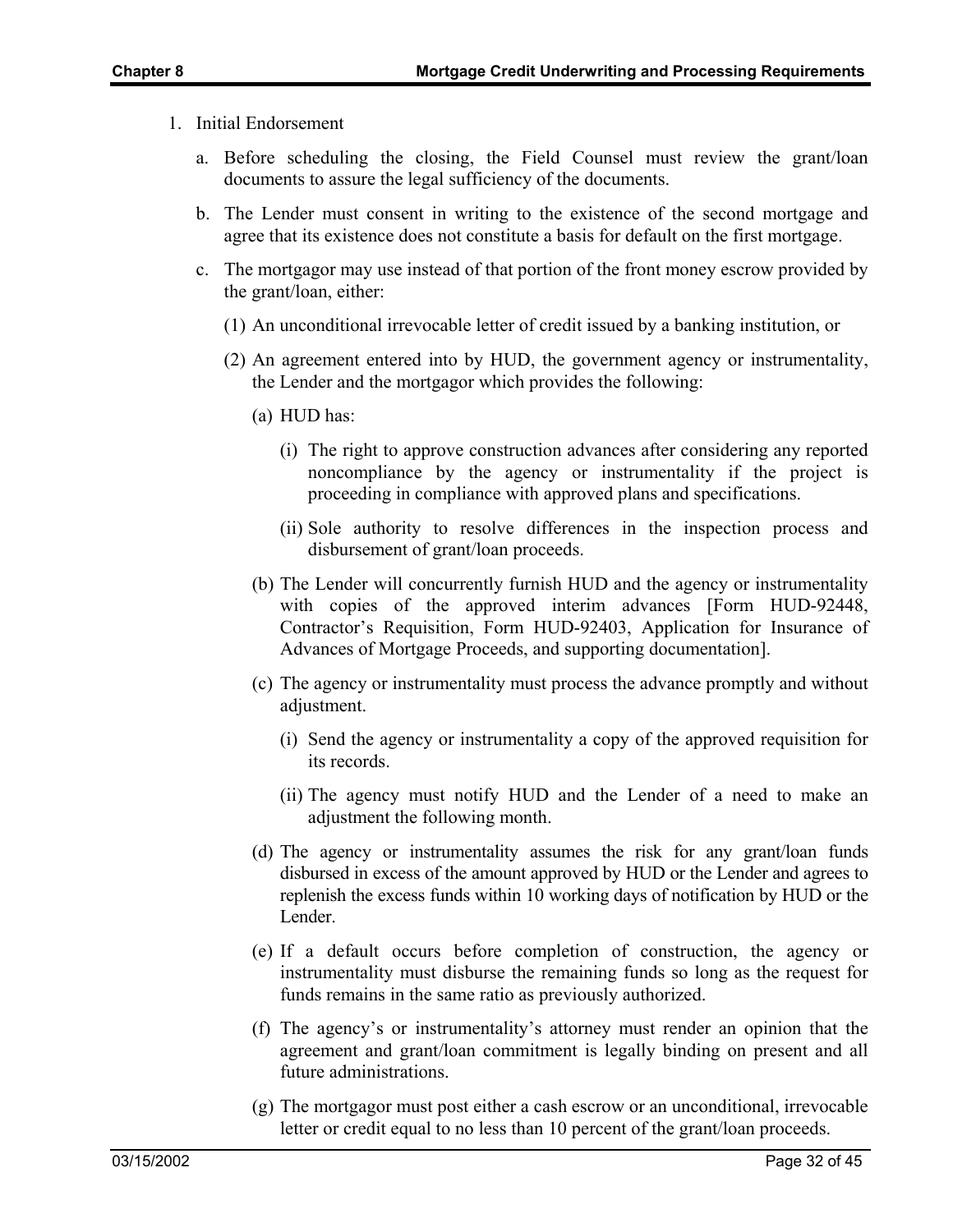1. Initial Endorsement

   a. Before scheduling the closing, the Field Counsel must review the grant/loan documents to assure the legal sufficiency of the documents.

   b. The Lender must consent in writing to the existence of the second mortgage and agree that its existence does not constitute a basis for default on the first mortgage.

   c. The mortgagor may use instead of that portion of the front money escrow provided by the grant/loan, either:

      (1) An unconditional irrevocable letter of credit issued by a banking institution, or

      (2) An agreement entered into by HUD, the government agency or instrumentality, the Lender and the mortgagor which provides the following:

         (a) HUD has:

            (i) The right to approve construction advances after considering any reported noncompliance by the agency or instrumentality if the project is proceeding in compliance with approved plans and specifications.

            (ii) Sole authority to resolve differences in the inspection process and disbursement of grant/loan proceeds.

         (b) The Lender will concurrently furnish HUD and the agency or instrumentality with copies of the approved interim advances [Form HUD-92448, Contractor's Requisition, Form HUD-92403, Application for Insurance of Advances of Mortgage Proceeds, and supporting documentation].

         (c) The agency or instrumentality must process the advance promptly and without adjustment.

            (i) Send the agency or instrumentality a copy of the approved requisition for its records.

            (ii) The agency must notify HUD and the Lender of a need to make an adjustment the following month.

         (d) The agency or instrumentality assumes the risk for any grant/loan funds disbursed in excess of the amount approved by HUD or the Lender and agrees to replenish the excess funds within 10 working days of notification by HUD or the Lender.

         (e) If a default occurs before completion of construction, the agency or instrumentality must disburse the remaining funds so long as the request for funds remains in the same ratio as previously authorized.

         (f) The agency's or instrumentality's attorney must render an opinion that the agreement and grant/loan commitment is legally binding on present and all future administrations.

         (g) The mortgagor must post either a cash escrow or an unconditional, irrevocable letter or credit equal to no less than 10 percent of the grant/loan proceeds.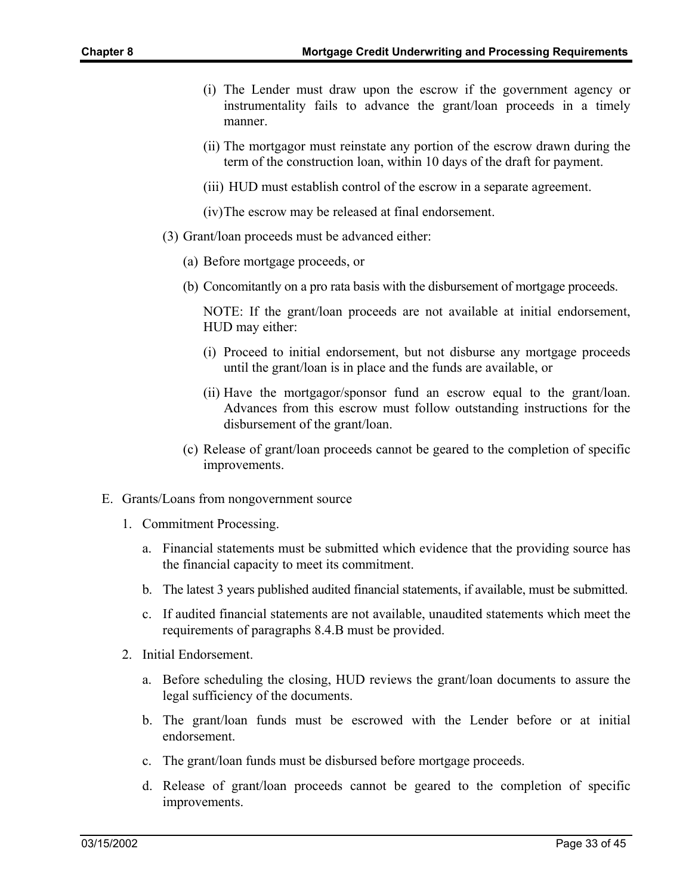(i) The Lender must draw upon the escrow if the government agency or instrumentality fails to advance the grant/loan proceeds in a timely manner.

(ii) The mortgagor must reinstate any portion of the escrow drawn during the term of the construction loan, within 10 days of the draft for payment.

(iii) HUD must establish control of the escrow in a separate agreement.

(iv) The escrow may be released at final endorsement.

(3) Grant/loan proceeds must be advanced either:

(a) Before mortgage proceeds, or

(b) Concomitantly on a pro rata basis with the disbursement of mortgage proceeds.

NOTE: If the grant/loan proceeds are not available at initial endorsement, HUD may either:

(i) Proceed to initial endorsement, but not disburse any mortgage proceeds until the grant/loan is in place and the funds are available, or

(ii) Have the mortgagor/sponsor fund an escrow equal to the grant/loan. Advances from this escrow must follow outstanding instructions for the disbursement of the grant/loan.

(c) Release of grant/loan proceeds cannot be geared to the completion of specific improvements.

E. Grants/Loans from nongovernment source

1. Commitment Processing.

a. Financial statements must be submitted which evidence that the providing source has the financial capacity to meet its commitment.

b. The latest 3 years published audited financial statements, if available, must be submitted.

c. If audited financial statements are not available, unaudited statements which meet the requirements of paragraphs 8.4.B must be provided.

2. Initial Endorsement.

a. Before scheduling the closing, HUD reviews the grant/loan documents to assure the legal sufficiency of the documents.

b. The grant/loan funds must be escrowed with the Lender before or at initial endorsement.

c. The grant/loan funds must be disbursed before mortgage proceeds.

d. Release of grant/loan proceeds cannot be geared to the completion of specific improvements.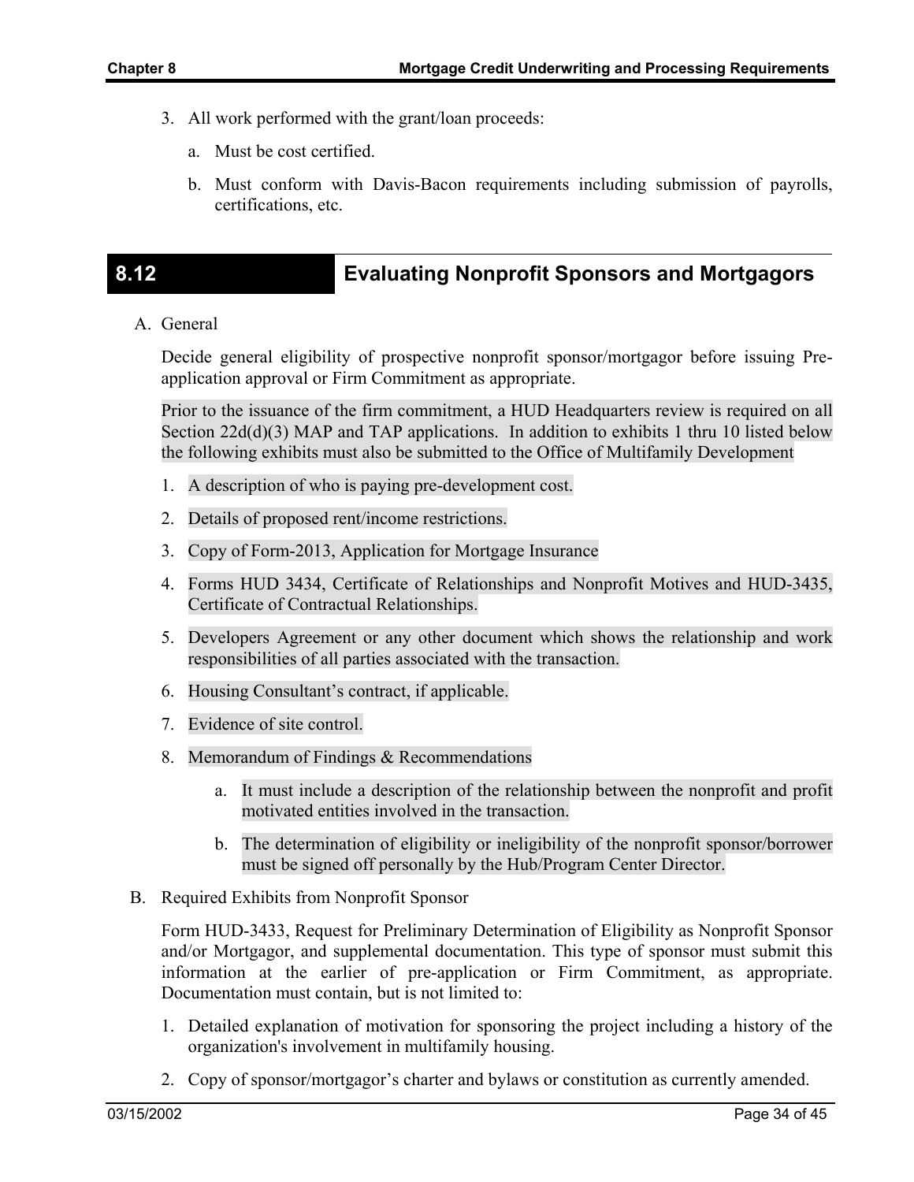3. All work performed with the grant/loan proceeds:

   a. Must be cost certified.

   b. Must conform with Davis-Bacon requirements including submission of payrolls, certifications, etc.

## 8.12 Evaluating Nonprofit Sponsors and Mortgagors

A. General

Decide general eligibility of prospective nonprofit sponsor/mortgagor before issuing Pre-application approval or Firm Commitment as appropriate.

Prior to the issuance of the firm commitment, a HUD Headquarters review is required on all Section 22d(d)(3) MAP and TAP applications. In addition to exhibits 1 thru 10 listed below the following exhibits must also be submitted to the Office of Multifamily Development

1. A description of who is paying pre-development cost.
2. Details of proposed rent/income restrictions.
3. Copy of Form-2013, Application for Mortgage Insurance
4. Forms HUD 3434, Certificate of Relationships and Nonprofit Motives and HUD-3435, Certificate of Contractual Relationships.
5. Developers Agreement or any other document which shows the relationship and work responsibilities of all parties associated with the transaction.
6. Housing Consultant's contract, if applicable.
7. Evidence of site control.
8. Memorandum of Findings & Recommendations

   a. It must include a description of the relationship between the nonprofit and profit motivated entities involved in the transaction.

   b. The determination of eligibility or ineligibility of the nonprofit sponsor/borrower must be signed off personally by the Hub/Program Center Director.

B. Required Exhibits from Nonprofit Sponsor

Form HUD-3433, Request for Preliminary Determination of Eligibility as Nonprofit Sponsor and/or Mortgagor, and supplemental documentation. This type of sponsor must submit this information at the earlier of pre-application or Firm Commitment, as appropriate. Documentation must contain, but is not limited to:

1. Detailed explanation of motivation for sponsoring the project including a history of the organization's involvement in multifamily housing.
2. Copy of sponsor/mortgagor's charter and bylaws or constitution as currently amended.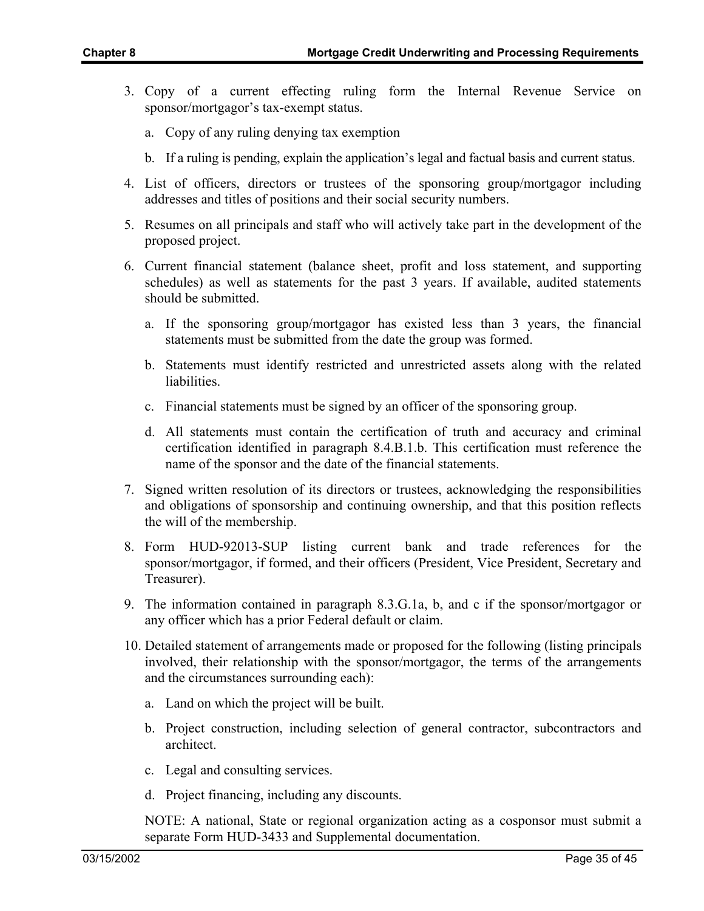3. Copy of a current effecting ruling form the Internal Revenue Service on sponsor/mortgagor's tax-exempt status.

    a. Copy of any ruling denying tax exemption

    b. If a ruling is pending, explain the application's legal and factual basis and current status.

4. List of officers, directors or trustees of the sponsoring group/mortgagor including addresses and titles of positions and their social security numbers.

5. Resumes on all principals and staff who will actively take part in the development of the proposed project.

6. Current financial statement (balance sheet, profit and loss statement, and supporting schedules) as well as statements for the past 3 years. If available, audited statements should be submitted.

    a. If the sponsoring group/mortgagor has existed less than 3 years, the financial statements must be submitted from the date the group was formed.

    b. Statements must identify restricted and unrestricted assets along with the related liabilities.

    c. Financial statements must be signed by an officer of the sponsoring group.

    d. All statements must contain the certification of truth and accuracy and criminal certification identified in paragraph 8.4.B.1.b. This certification must reference the name of the sponsor and the date of the financial statements.

7. Signed written resolution of its directors or trustees, acknowledging the responsibilities and obligations of sponsorship and continuing ownership, and that this position reflects the will of the membership.

8. Form HUD-92013-SUP listing current bank and trade references for the sponsor/mortgagor, if formed, and their officers (President, Vice President, Secretary and Treasurer).

9. The information contained in paragraph 8.3.G.1a, b, and c if the sponsor/mortgagor or any officer which has a prior Federal default or claim.

10. Detailed statement of arrangements made or proposed for the following (listing principals involved, their relationship with the sponsor/mortgagor, the terms of the arrangements and the circumstances surrounding each):

    a. Land on which the project will be built.

    b. Project construction, including selection of general contractor, subcontractors and architect.

    c. Legal and consulting services.

    d. Project financing, including any discounts.

    NOTE: A national, State or regional organization acting as a cosponsor must submit a separate Form HUD-3433 and Supplemental documentation.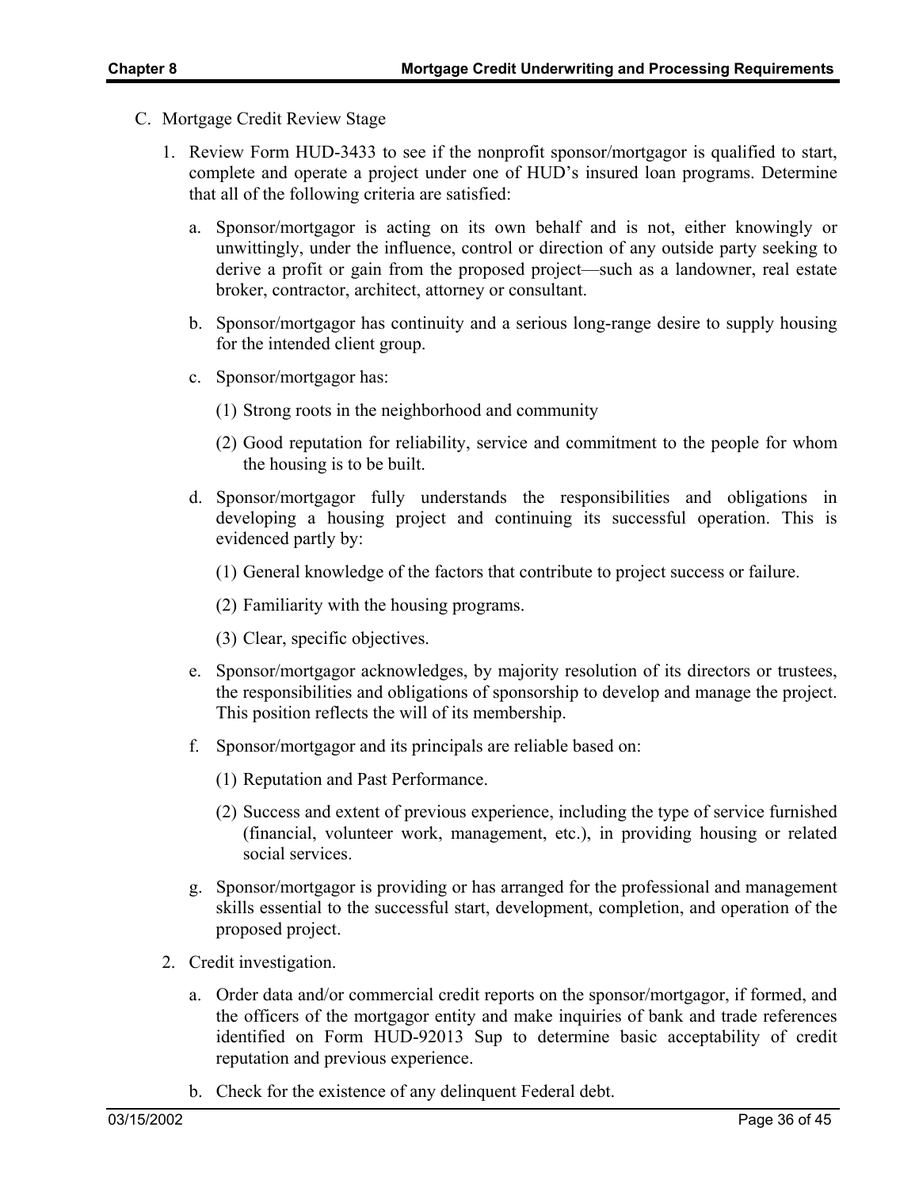C. Mortgage Credit Review Stage

1. Review Form HUD-3433 to see if the nonprofit sponsor/mortgagor is qualified to start, complete and operate a project under one of HUD's insured loan programs. Determine that all of the following criteria are satisfied:

   a. Sponsor/mortgagor is acting on its own behalf and is not, either knowingly or unwittingly, under the influence, control or direction of any outside party seeking to derive a profit or gain from the proposed project—such as a landowner, real estate broker, contractor, architect, attorney or consultant.

   b. Sponsor/mortgagor has continuity and a serious long-range desire to supply housing for the intended client group.

   c. Sponsor/mortgagor has:

      (1) Strong roots in the neighborhood and community

      (2) Good reputation for reliability, service and commitment to the people for whom the housing is to be built.

   d. Sponsor/mortgagor fully understands the responsibilities and obligations in developing a housing project and continuing its successful operation. This is evidenced partly by:

      (1) General knowledge of the factors that contribute to project success or failure.

      (2) Familiarity with the housing programs.

      (3) Clear, specific objectives.

   e. Sponsor/mortgagor acknowledges, by majority resolution of its directors or trustees, the responsibilities and obligations of sponsorship to develop and manage the project. This position reflects the will of its membership.

   f. Sponsor/mortgagor and its principals are reliable based on:

      (1) Reputation and Past Performance.

      (2) Success and extent of previous experience, including the type of service furnished (financial, volunteer work, management, etc.), in providing housing or related social services.

   g. Sponsor/mortgagor is providing or has arranged for the professional and management skills essential to the successful start, development, completion, and operation of the proposed project.

2. Credit investigation.

   a. Order data and/or commercial credit reports on the sponsor/mortgagor, if formed, and the officers of the mortgagor entity and make inquiries of bank and trade references identified on Form HUD-92013 Sup to determine basic acceptability of credit reputation and previous experience.

   b. Check for the existence of any delinquent Federal debt.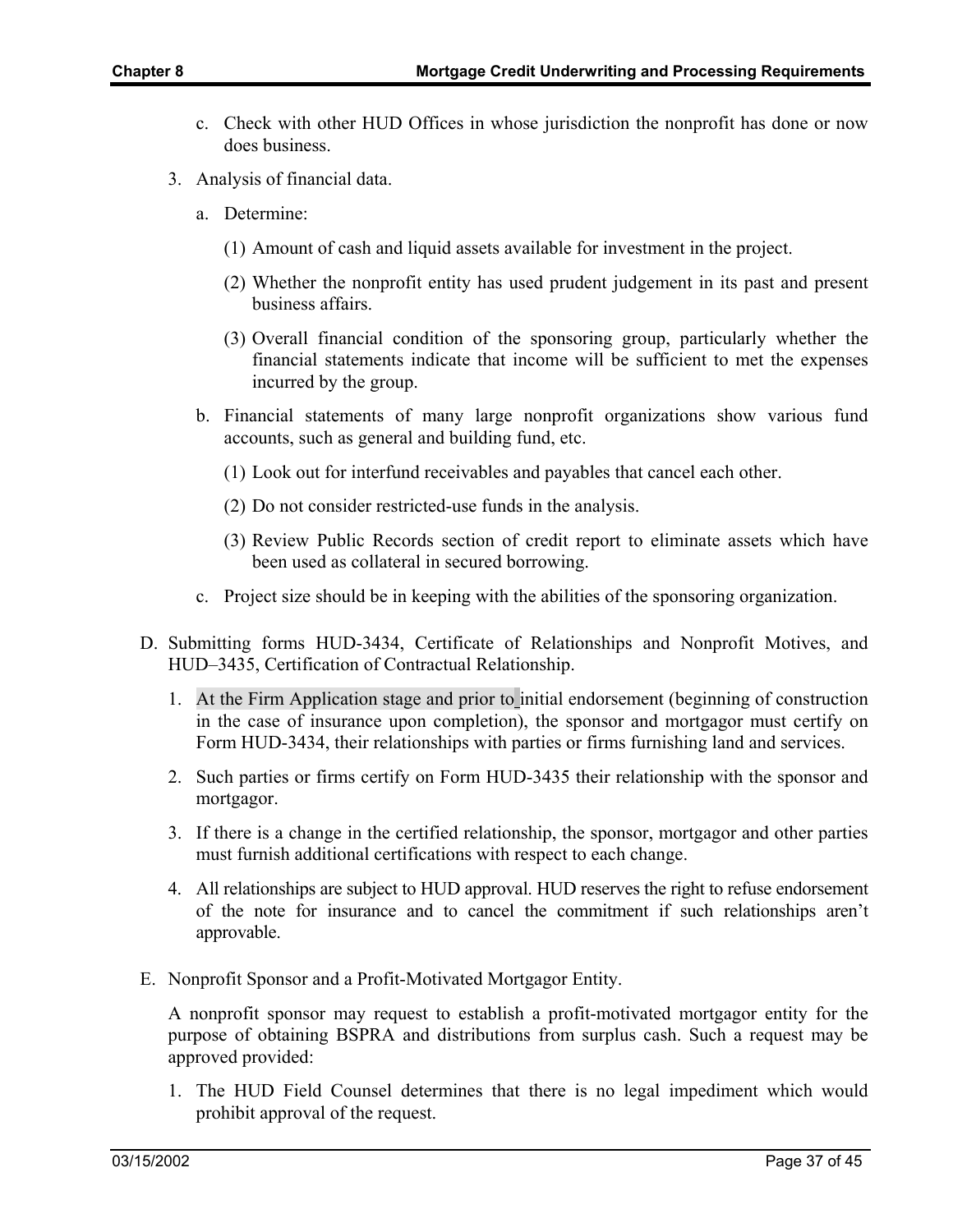c. Check with other HUD Offices in whose jurisdiction the nonprofit has done or now does business.

3. Analysis of financial data.

   a. Determine:

      (1) Amount of cash and liquid assets available for investment in the project.

      (2) Whether the nonprofit entity has used prudent judgement in its past and present business affairs.

      (3) Overall financial condition of the sponsoring group, particularly whether the financial statements indicate that income will be sufficient to met the expenses incurred by the group.

   b. Financial statements of many large nonprofit organizations show various fund accounts, such as general and building fund, etc.

      (1) Look out for interfund receivables and payables that cancel each other.

      (2) Do not consider restricted-use funds in the analysis.

      (3) Review Public Records section of credit report to eliminate assets which have been used as collateral in secured borrowing.

   c. Project size should be in keeping with the abilities of the sponsoring organization.

D. Submitting forms HUD-3434, Certificate of Relationships and Nonprofit Motives, and HUD–3435, Certification of Contractual Relationship.

   1. At the Firm Application stage and prior to initial endorsement (beginning of construction in the case of insurance upon completion), the sponsor and mortgagor must certify on Form HUD-3434, their relationships with parties or firms furnishing land and services.

   2. Such parties or firms certify on Form HUD-3435 their relationship with the sponsor and mortgagor.

   3. If there is a change in the certified relationship, the sponsor, mortgagor and other parties must furnish additional certifications with respect to each change.

   4. All relationships are subject to HUD approval. HUD reserves the right to refuse endorsement of the note for insurance and to cancel the commitment if such relationships aren't approvable.

E. Nonprofit Sponsor and a Profit-Motivated Mortgagor Entity.

   A nonprofit sponsor may request to establish a profit-motivated mortgagor entity for the purpose of obtaining BSPRA and distributions from surplus cash. Such a request may be approved provided:

   1. The HUD Field Counsel determines that there is no legal impediment which would prohibit approval of the request.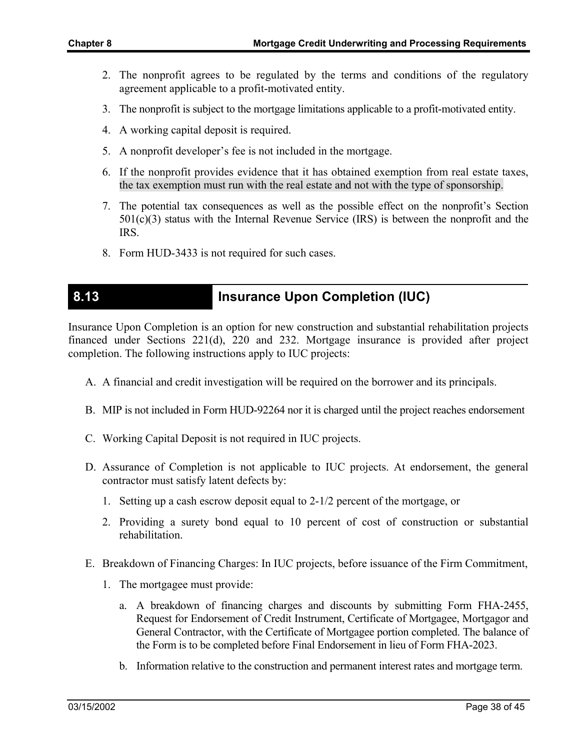2. The nonprofit agrees to be regulated by the terms and conditions of the regulatory agreement applicable to a profit-motivated entity.
3. The nonprofit is subject to the mortgage limitations applicable to a profit-motivated entity.
4. A working capital deposit is required.
5. A nonprofit developer's fee is not included in the mortgage.
6. If the nonprofit provides evidence that it has obtained exemption from real estate taxes, the tax exemption must run with the real estate and not with the type of sponsorship.
7. The potential tax consequences as well as the possible effect on the nonprofit's Section 501(c)(3) status with the Internal Revenue Service (IRS) is between the nonprofit and the IRS.
8. Form HUD-3433 is not required for such cases.

## 8.13 Insurance Upon Completion (IUC)

Insurance Upon Completion is an option for new construction and substantial rehabilitation projects financed under Sections 221(d), 220 and 232. Mortgage insurance is provided after project completion. The following instructions apply to IUC projects:

A. A financial and credit investigation will be required on the borrower and its principals.

B. MIP is not included in Form HUD-92264 nor it is charged until the project reaches endorsement

C. Working Capital Deposit is not required in IUC projects.

D. Assurance of Completion is not applicable to IUC projects. At endorsement, the general contractor must satisfy latent defects by:

   1. Setting up a cash escrow deposit equal to 2-1/2 percent of the mortgage, or
   2. Providing a surety bond equal to 10 percent of cost of construction or substantial rehabilitation.

E. Breakdown of Financing Charges: In IUC projects, before issuance of the Firm Commitment,

   1. The mortgagee must provide:

      a. A breakdown of financing charges and discounts by submitting Form FHA-2455, Request for Endorsement of Credit Instrument, Certificate of Mortgagee, Mortgagor and General Contractor, with the Certificate of Mortgagee portion completed. The balance of the Form is to be completed before Final Endorsement in lieu of Form FHA-2023.

      b. Information relative to the construction and permanent interest rates and mortgage term.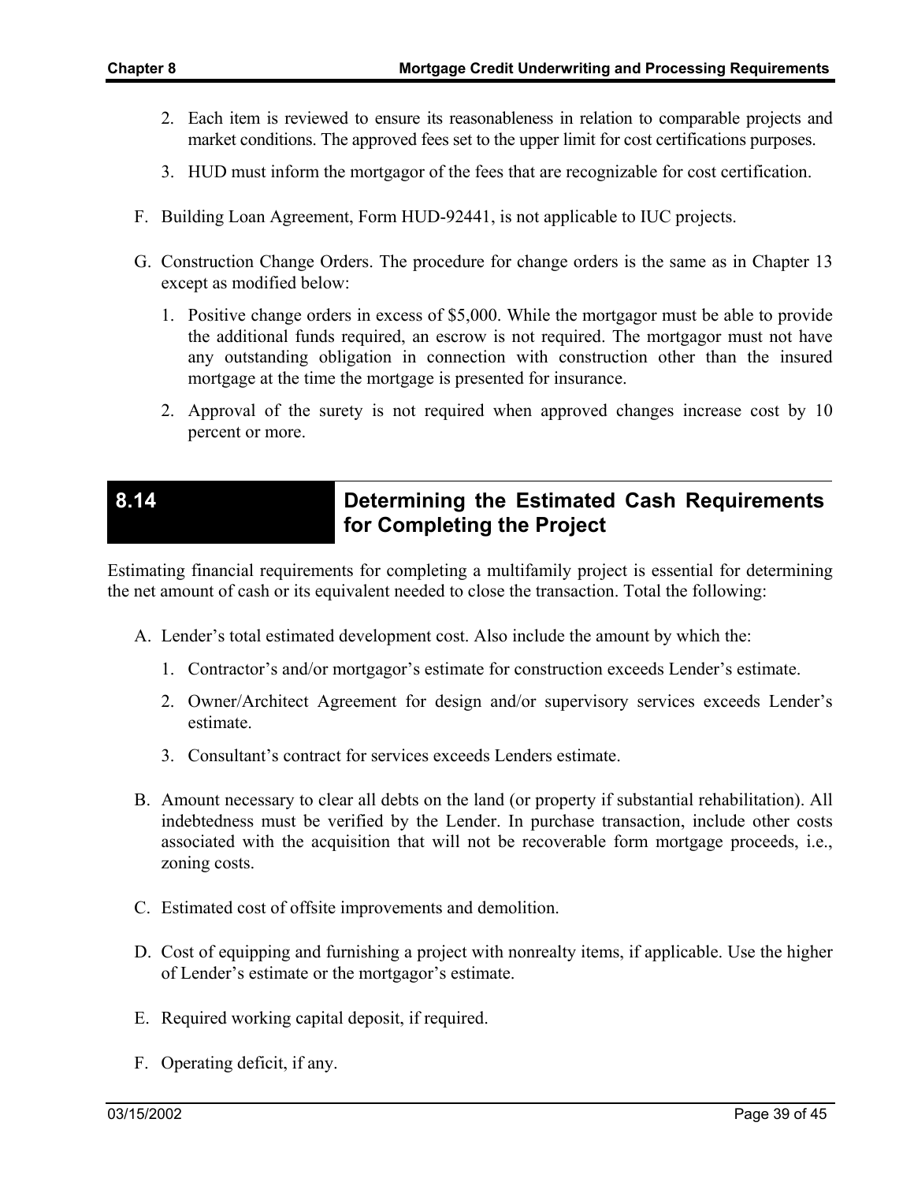2. Each item is reviewed to ensure its reasonableness in relation to comparable projects and market conditions. The approved fees set to the upper limit for cost certifications purposes.
3. HUD must inform the mortgagor of the fees that are recognizable for cost certification.

F. Building Loan Agreement, Form HUD-92441, is not applicable to IUC projects.

G. Construction Change Orders. The procedure for change orders is the same as in Chapter 13 except as modified below:

1. Positive change orders in excess of $5,000. While the mortgagor must be able to provide the additional funds required, an escrow is not required. The mortgagor must not have any outstanding obligation in connection with construction other than the insured mortgage at the time the mortgage is presented for insurance.
2. Approval of the surety is not required when approved changes increase cost by 10 percent or more.

## 8.14 Determining the Estimated Cash Requirements for Completing the Project

Estimating financial requirements for completing a multifamily project is essential for determining the net amount of cash or its equivalent needed to close the transaction. Total the following:

A. Lender's total estimated development cost. Also include the amount by which the:

1. Contractor's and/or mortgagor's estimate for construction exceeds Lender's estimate.
2. Owner/Architect Agreement for design and/or supervisory services exceeds Lender's estimate.
3. Consultant's contract for services exceeds Lenders estimate.

B. Amount necessary to clear all debts on the land (or property if substantial rehabilitation). All indebtedness must be verified by the Lender. In purchase transaction, include other costs associated with the acquisition that will not be recoverable form mortgage proceeds, i.e., zoning costs.

C. Estimated cost of offsite improvements and demolition.

D. Cost of equipping and furnishing a project with nonrealty items, if applicable. Use the higher of Lender's estimate or the mortgagor's estimate.

E. Required working capital deposit, if required.

F. Operating deficit, if any.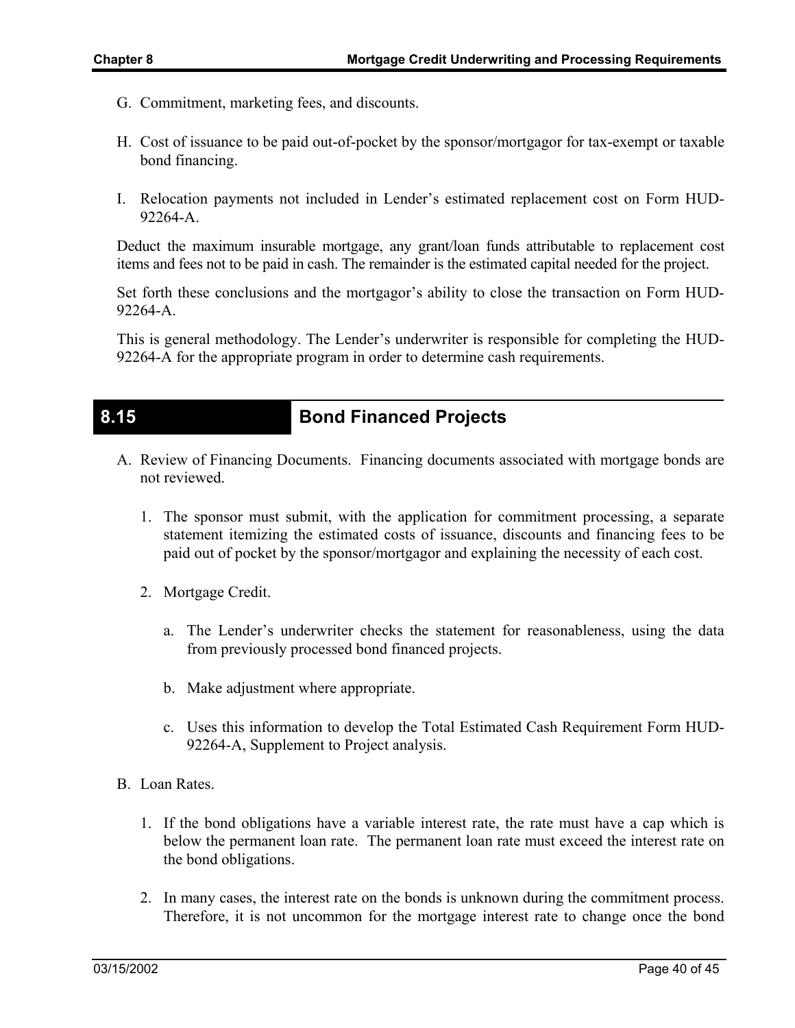G. Commitment, marketing fees, and discounts.

H. Cost of issuance to be paid out-of-pocket by the sponsor/mortgagor for tax-exempt or taxable bond financing.

I. Relocation payments not included in Lender's estimated replacement cost on Form HUD-92264-A.

Deduct the maximum insurable mortgage, any grant/loan funds attributable to replacement cost items and fees not to be paid in cash. The remainder is the estimated capital needed for the project.

Set forth these conclusions and the mortgagor's ability to close the transaction on Form HUD-92264-A.

This is general methodology. The Lender's underwriter is responsible for completing the HUD-92264-A for the appropriate program in order to determine cash requirements.

## 8.15 Bond Financed Projects

A. Review of Financing Documents. Financing documents associated with mortgage bonds are not reviewed.

   1. The sponsor must submit, with the application for commitment processing, a separate statement itemizing the estimated costs of issuance, discounts and financing fees to be paid out of pocket by the sponsor/mortgagor and explaining the necessity of each cost.

   2. Mortgage Credit.

      a. The Lender's underwriter checks the statement for reasonableness, using the data from previously processed bond financed projects.

      b. Make adjustment where appropriate.

      c. Uses this information to develop the Total Estimated Cash Requirement Form HUD-92264-A, Supplement to Project analysis.

B. Loan Rates.

   1. If the bond obligations have a variable interest rate, the rate must have a cap which is below the permanent loan rate. The permanent loan rate must exceed the interest rate on the bond obligations.

   2. In many cases, the interest rate on the bonds is unknown during the commitment process. Therefore, it is not uncommon for the mortgage interest rate to change once the bond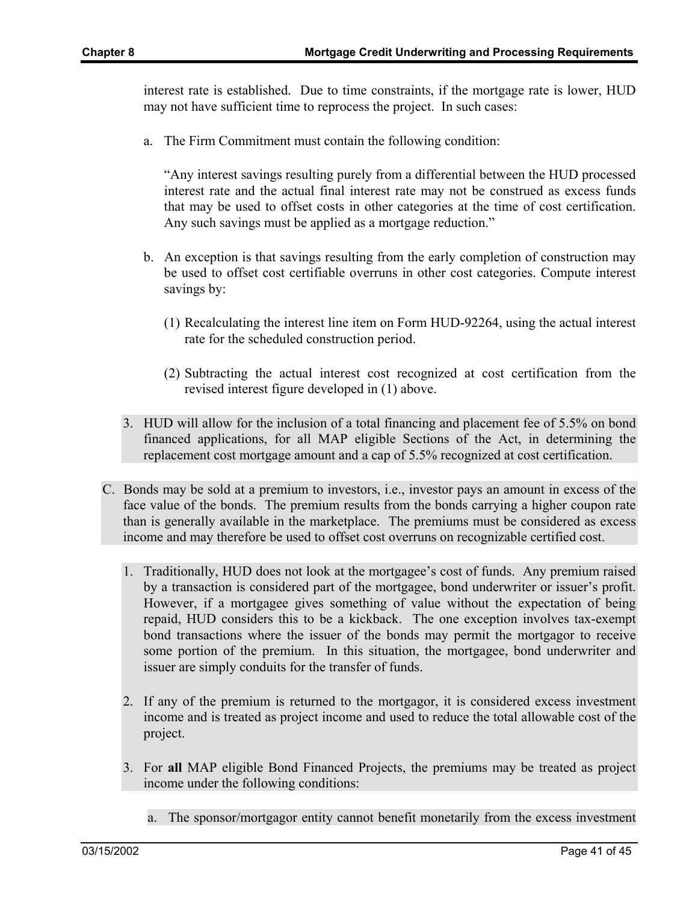interest rate is established. Due to time constraints, if the mortgage rate is lower, HUD may not have sufficient time to reprocess the project. In such cases:

a. The Firm Commitment must contain the following condition:

   "Any interest savings resulting purely from a differential between the HUD processed interest rate and the actual final interest rate may not be construed as excess funds that may be used to offset costs in other categories at the time of cost certification. Any such savings must be applied as a mortgage reduction."

b. An exception is that savings resulting from the early completion of construction may be used to offset cost certifiable overruns in other cost categories. Compute interest savings by:

   (1) Recalculating the interest line item on Form HUD-92264, using the actual interest rate for the scheduled construction period.

   (2) Subtracting the actual interest cost recognized at cost certification from the revised interest figure developed in (1) above.

3. HUD will allow for the inclusion of a total financing and placement fee of 5.5% on bond financed applications, for all MAP eligible Sections of the Act, in determining the replacement cost mortgage amount and a cap of 5.5% recognized at cost certification.

C. Bonds may be sold at a premium to investors, i.e., investor pays an amount in excess of the face value of the bonds. The premium results from the bonds carrying a higher coupon rate than is generally available in the marketplace. The premiums must be considered as excess income and may therefore be used to offset cost overruns on recognizable certified cost.

1. Traditionally, HUD does not look at the mortgagee's cost of funds. Any premium raised by a transaction is considered part of the mortgagee, bond underwriter or issuer's profit. However, if a mortgagee gives something of value without the expectation of being repaid, HUD considers this to be a kickback. The one exception involves tax-exempt bond transactions where the issuer of the bonds may permit the mortgagor to receive some portion of the premium. In this situation, the mortgagee, bond underwriter and issuer are simply conduits for the transfer of funds.

2. If any of the premium is returned to the mortgagor, it is considered excess investment income and is treated as project income and used to reduce the total allowable cost of the project.

3. For **all** MAP eligible Bond Financed Projects, the premiums may be treated as project income under the following conditions:

   a. The sponsor/mortgagor entity cannot benefit monetarily from the excess investment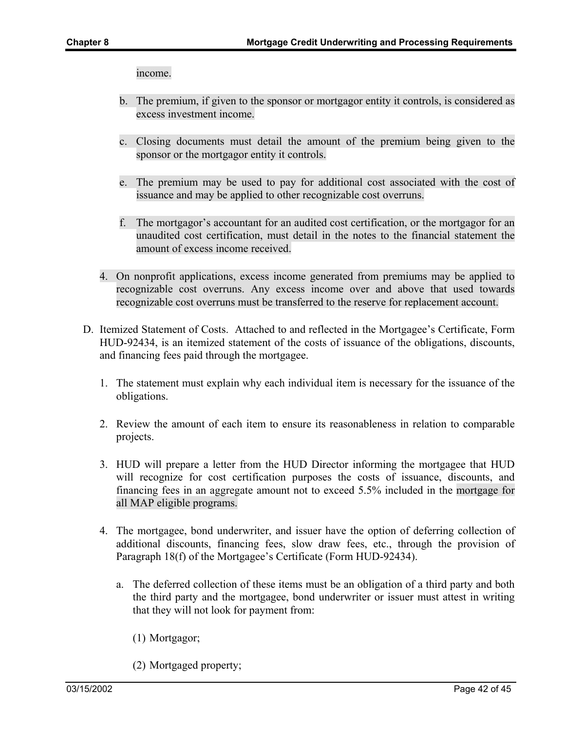income.

b. The premium, if given to the sponsor or mortgagor entity it controls, is considered as excess investment income.

c. Closing documents must detail the amount of the premium being given to the sponsor or the mortgagor entity it controls.

e. The premium may be used to pay for additional cost associated with the cost of issuance and may be applied to other recognizable cost overruns.

f. The mortgagor's accountant for an audited cost certification, or the mortgagor for an unaudited cost certification, must detail in the notes to the financial statement the amount of excess income received.

4. On nonprofit applications, excess income generated from premiums may be applied to recognizable cost overruns. Any excess income over and above that used towards recognizable cost overruns must be transferred to the reserve for replacement account.

D. Itemized Statement of Costs. Attached to and reflected in the Mortgagee's Certificate, Form HUD-92434, is an itemized statement of the costs of issuance of the obligations, discounts, and financing fees paid through the mortgagee.

1. The statement must explain why each individual item is necessary for the issuance of the obligations.

2. Review the amount of each item to ensure its reasonableness in relation to comparable projects.

3. HUD will prepare a letter from the HUD Director informing the mortgagee that HUD will recognize for cost certification purposes the costs of issuance, discounts, and financing fees in an aggregate amount not to exceed 5.5% included in the mortgage for all MAP eligible programs.

4. The mortgagee, bond underwriter, and issuer have the option of deferring collection of additional discounts, financing fees, slow draw fees, etc., through the provision of Paragraph 18(f) of the Mortgagee's Certificate (Form HUD-92434).

   a. The deferred collection of these items must be an obligation of a third party and both the third party and the mortgagee, bond underwriter or issuer must attest in writing that they will not look for payment from:

      (1) Mortgagor;

      (2) Mortgaged property;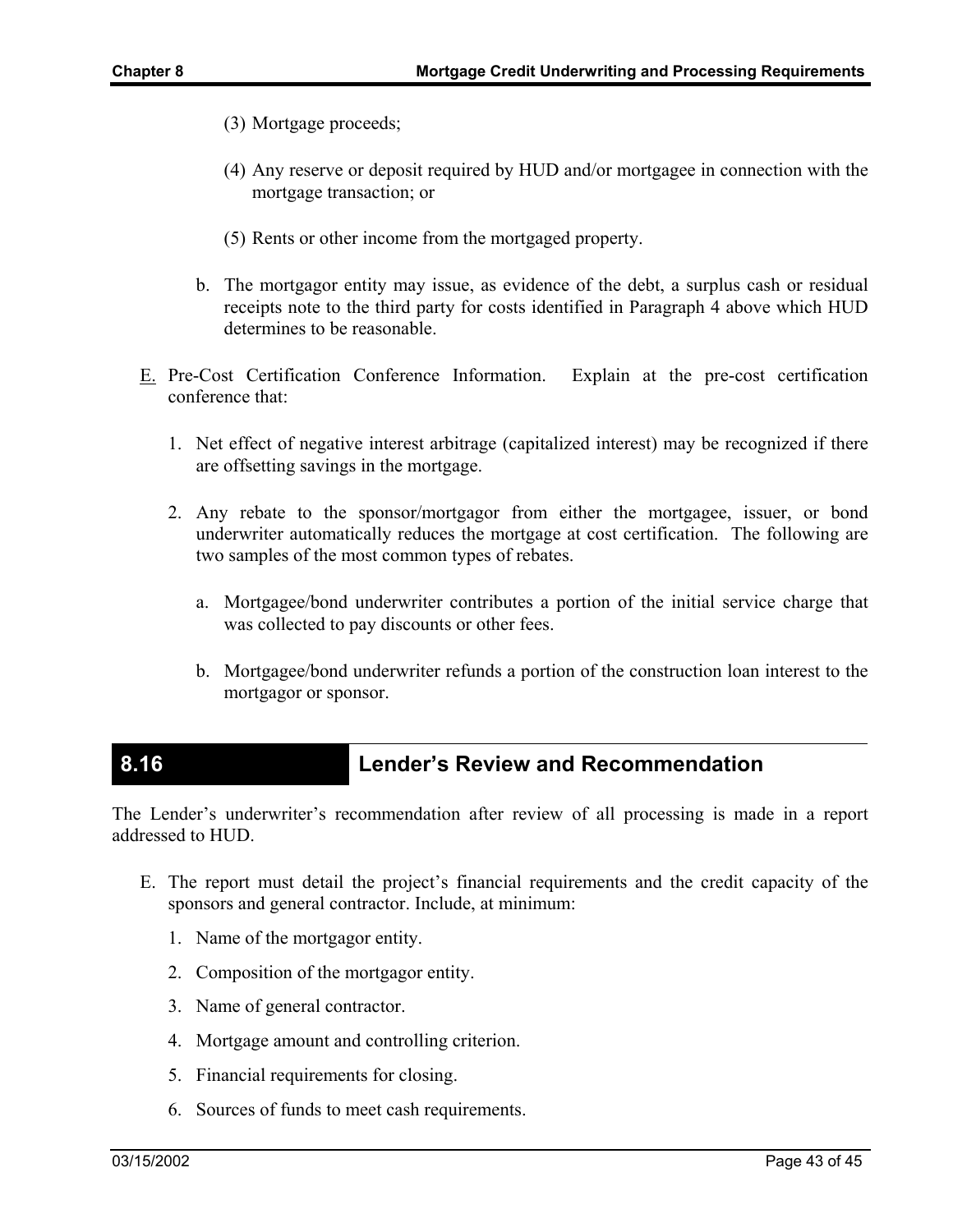(3) Mortgage proceeds;

(4) Any reserve or deposit required by HUD and/or mortgagee in connection with the mortgage transaction; or

(5) Rents or other income from the mortgaged property.

b. The mortgagor entity may issue, as evidence of the debt, a surplus cash or residual receipts note to the third party for costs identified in Paragraph 4 above which HUD determines to be reasonable.

E. Pre-Cost Certification Conference Information. Explain at the pre-cost certification conference that:

1. Net effect of negative interest arbitrage (capitalized interest) may be recognized if there are offsetting savings in the mortgage.

2. Any rebate to the sponsor/mortgagor from either the mortgagee, issuer, or bond underwriter automatically reduces the mortgage at cost certification. The following are two samples of the most common types of rebates.

   a. Mortgagee/bond underwriter contributes a portion of the initial service charge that was collected to pay discounts or other fees.

   b. Mortgagee/bond underwriter refunds a portion of the construction loan interest to the mortgagor or sponsor.

## 8.16 Lender's Review and Recommendation

The Lender's underwriter's recommendation after review of all processing is made in a report addressed to HUD.

E. The report must detail the project's financial requirements and the credit capacity of the sponsors and general contractor. Include, at minimum:

1. Name of the mortgagor entity.
2. Composition of the mortgagor entity.
3. Name of general contractor.
4. Mortgage amount and controlling criterion.
5. Financial requirements for closing.
6. Sources of funds to meet cash requirements.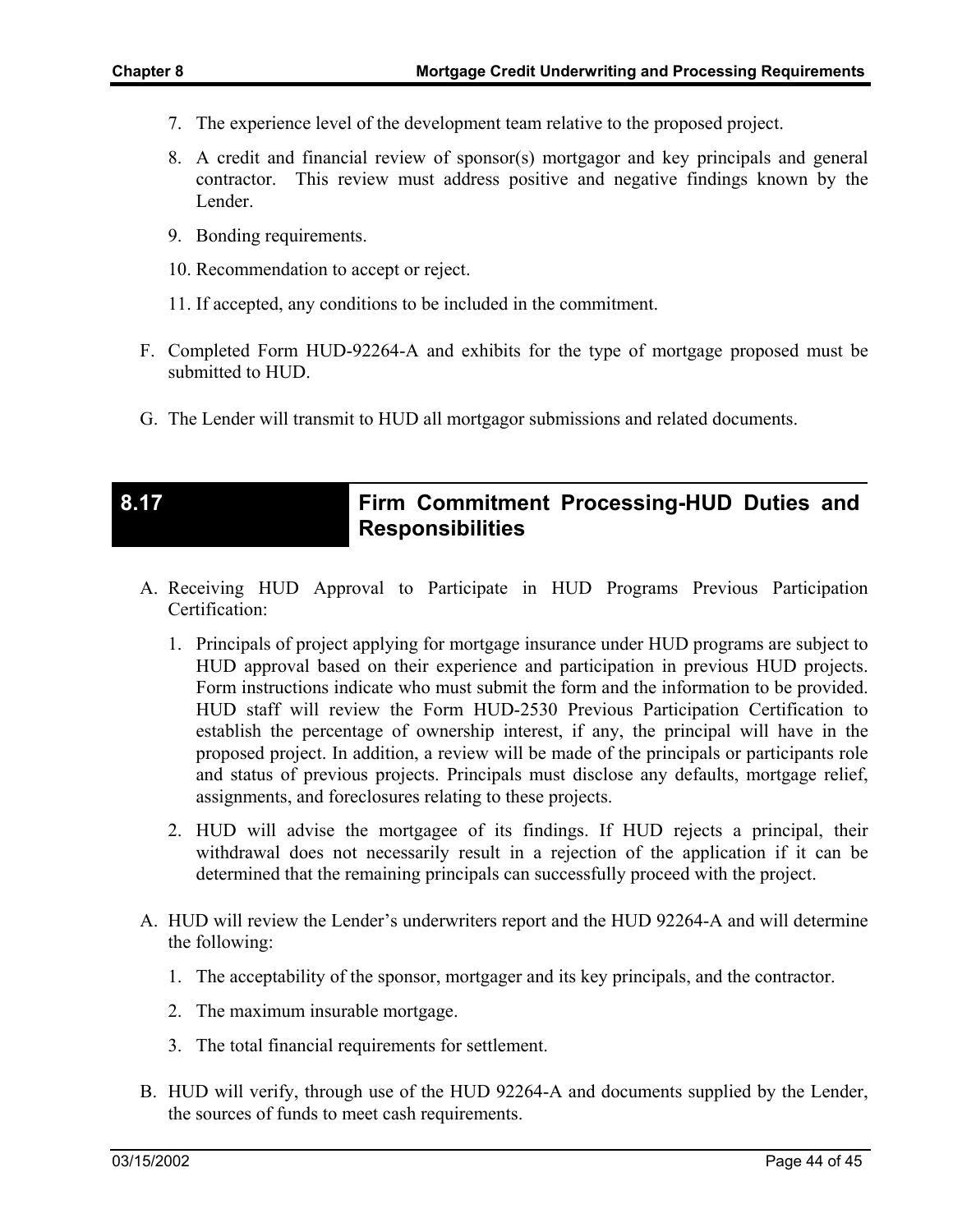7. The experience level of the development team relative to the proposed project.

8. A credit and financial review of sponsor(s) mortgagor and key principals and general contractor. This review must address positive and negative findings known by the Lender.

9. Bonding requirements.

10. Recommendation to accept or reject.

11. If accepted, any conditions to be included in the commitment.

F. Completed Form HUD-92264-A and exhibits for the type of mortgage proposed must be submitted to HUD.

G. The Lender will transmit to HUD all mortgagor submissions and related documents.

## 8.17 Firm Commitment Processing-HUD Duties and Responsibilities

A. Receiving HUD Approval to Participate in HUD Programs Previous Participation Certification:

1. Principals of project applying for mortgage insurance under HUD programs are subject to HUD approval based on their experience and participation in previous HUD projects. Form instructions indicate who must submit the form and the information to be provided. HUD staff will review the Form HUD-2530 Previous Participation Certification to establish the percentage of ownership interest, if any, the principal will have in the proposed project. In addition, a review will be made of the principals or participants role and status of previous projects. Principals must disclose any defaults, mortgage relief, assignments, and foreclosures relating to these projects.

2. HUD will advise the mortgagee of its findings. If HUD rejects a principal, their withdrawal does not necessarily result in a rejection of the application if it can be determined that the remaining principals can successfully proceed with the project.

A. HUD will review the Lender's underwriters report and the HUD 92264-A and will determine the following:

1. The acceptability of the sponsor, mortgager and its key principals, and the contractor.

2. The maximum insurable mortgage.

3. The total financial requirements for settlement.

B. HUD will verify, through use of the HUD 92264-A and documents supplied by the Lender, the sources of funds to meet cash requirements.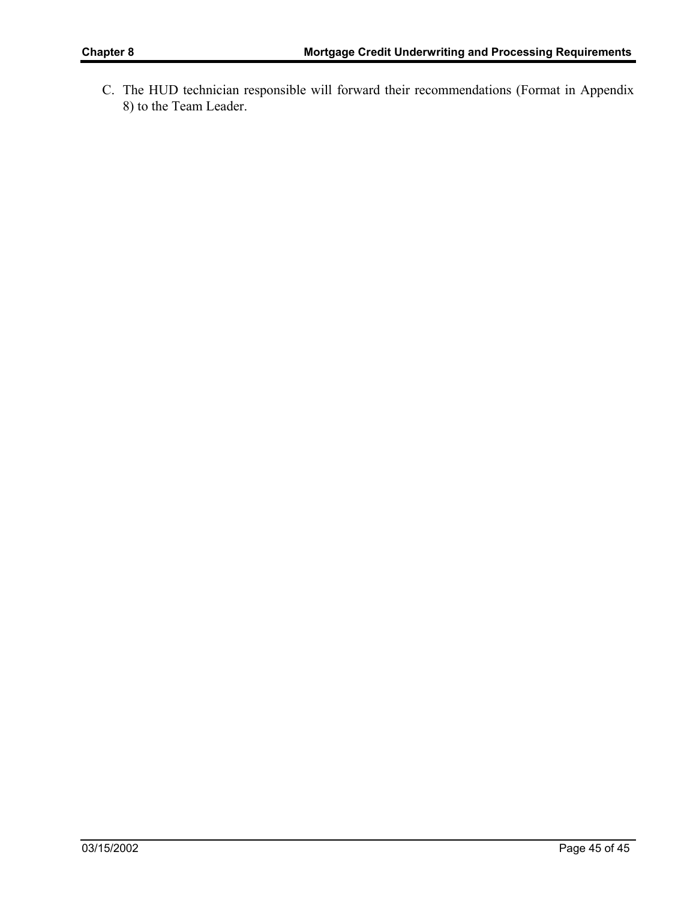C. The HUD technician responsible will forward their recommendations (Format in Appendix 8) to the Team Leader.